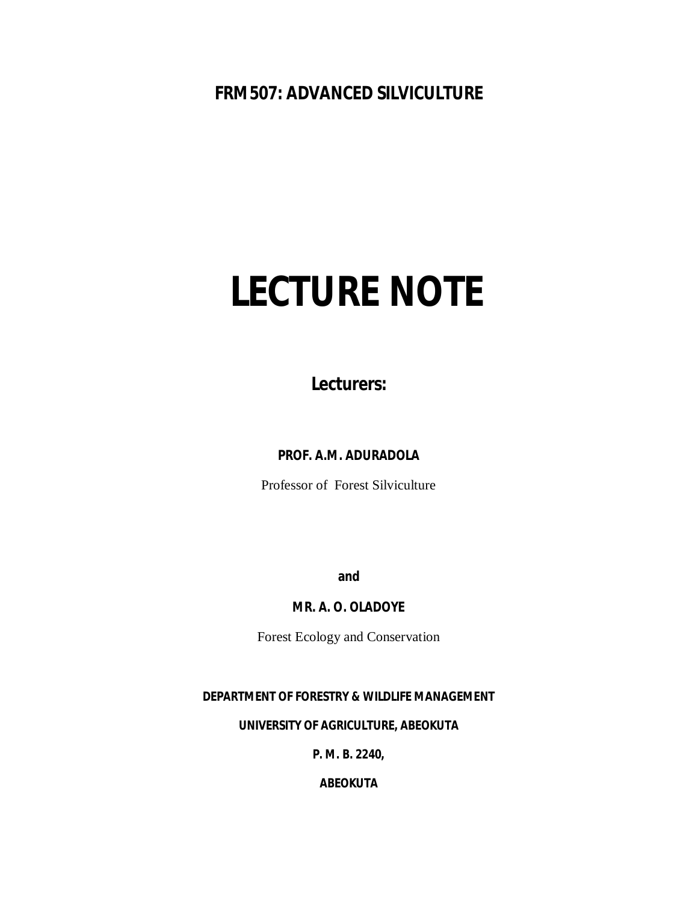**FRM 507: ADVANCED SILVICULTURE**

# LECTURE NOTE

**Lecturers:**

**PROF. A.M. ADURADOLA**

Professor of Forest Silviculture

**and**

**MR. A. O. OLADOYE**

Forest Ecology and Conservation

**DEPARTMENT OF FORESTRY & WILDLIFE MANAGEMENT**

**UNIVERSITY OF AGRICULTURE, ABEOKUTA**

**P. M. B. 2240,**

**ABEOKUTA**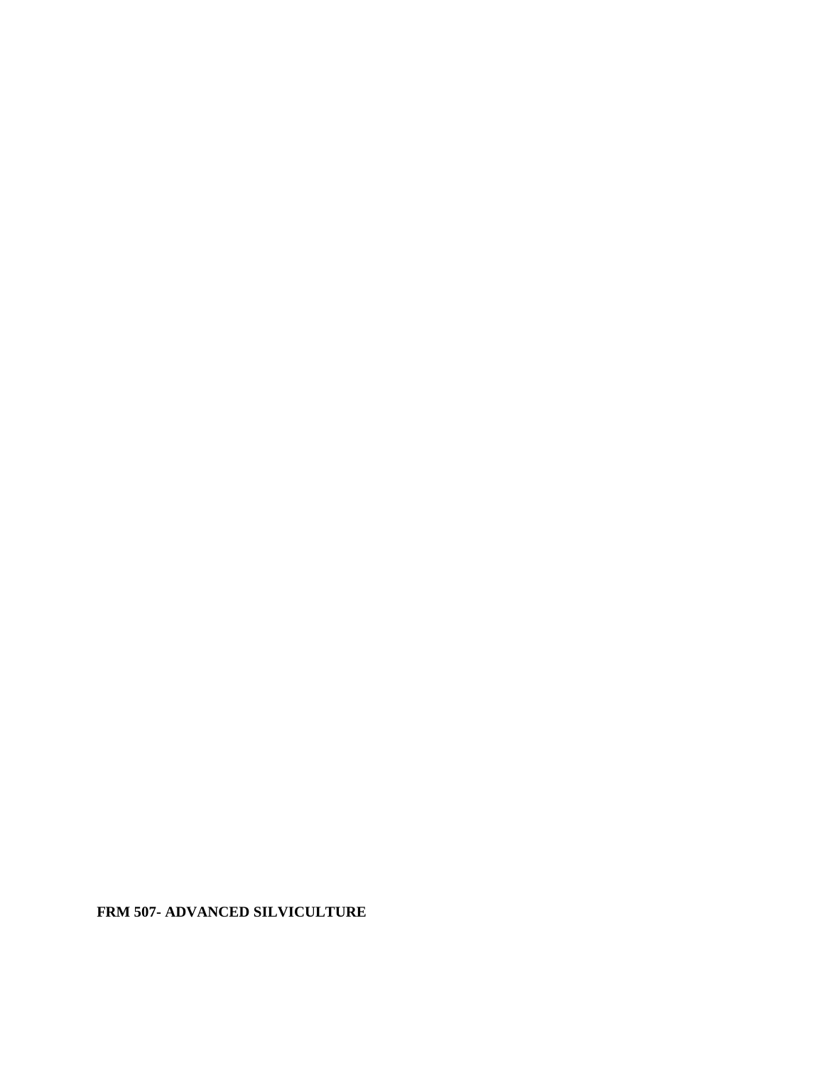**FRM 507- ADVANCED SILVICULTURE**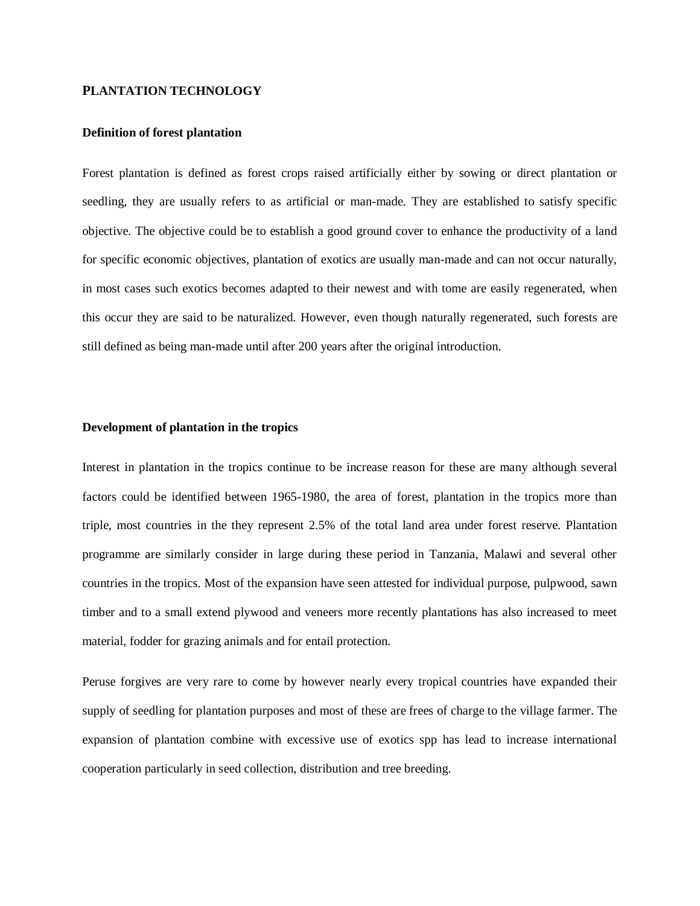## PLANTATION TECHNOLOGY

### Definition of forest plantation

Forest plantation is defined as forest crops raised artificially either by sowing or direct plantation or seedling, they are usually refers to as artificial or man-made. They are established to satisfy specific objective. The objective could be to establish a good ground cover to enhance the productivity of a land for specific economic objectives, plantation of exotics are usually man-made and can not occur naturally, in most cases such exotics becomes adapted to their newest and with tome are easily regenerated, when this occur they are said to be naturalized. However, even though naturally regenerated, such forests are still defined as being man-made until after 200 years after the original introduction.

### Development of plantation in the tropics

Interest in plantation in the tropics continue to be increase reason for these are many although several factors could be identified between 1965-1980, the area of forest, plantation in the tropics more than triple, most countries in the they represent 2.5% of the total land area under forest reserve. Plantation programme are similarly consider in large during these period in Tanzania, Malawi and several other countries in the tropics. Most of the expansion have seen attested for individual purpose, pulpwood, sawn timber and to a small extend plywood and veneers more recently plantations has also increased to meet material, fodder for grazing animals and for entail protection.

Peruse forgives are very rare to come by however nearly every tropical countries have expanded their supply of seedling for plantation purposes and most of these are frees of charge to the village farmer. The expansion of plantation combine with excessive use of exotics spp has lead to increase international cooperation particularly in seed collection, distribution and tree breeding.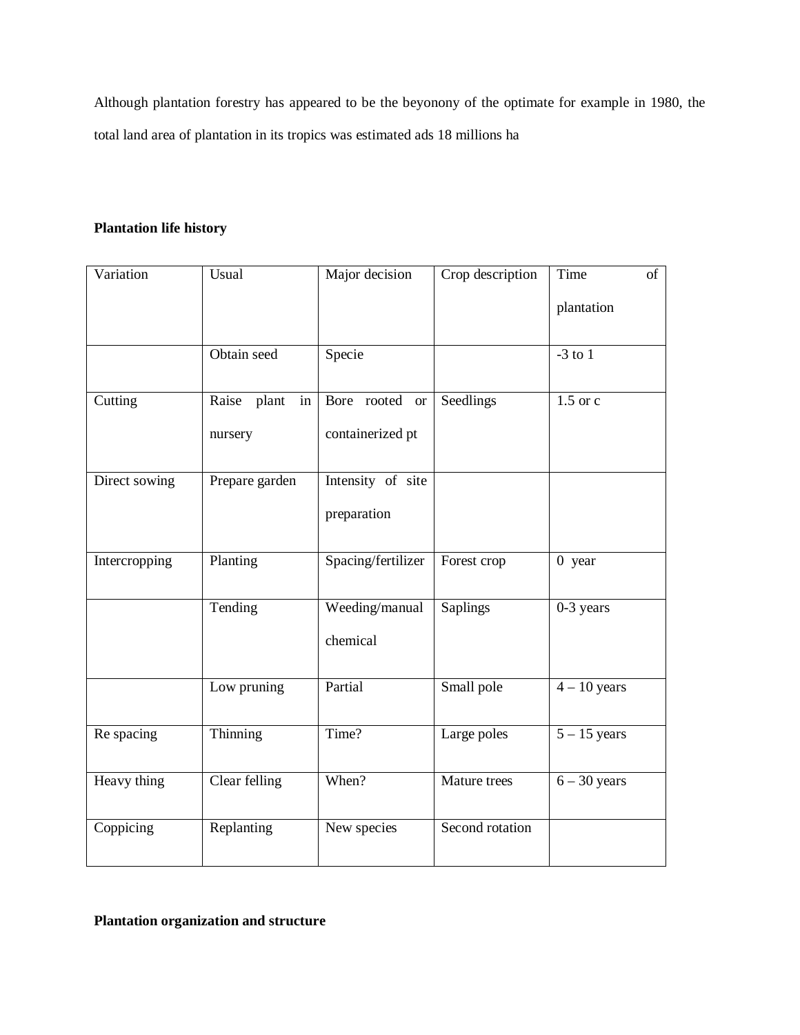Although plantation forestry has appeared to be the beyonony of the optimate for example in 1980, the total land area of plantation in its tropics was estimated ads 18 millions ha

**Plantation life history**

| Variation | Usual | Major decision | Crop description | Time of plantation |
|---|---|---|---|---|
| | Obtain seed | Specie | | -3 to 1 |
| Cutting | Raise plant in nursery | Bore rooted or containerized pt | Seedlings | 1.5 or c |
| Direct sowing | Prepare garden | Intensity of site preparation | | |
| Intercropping | Planting | Spacing/fertilizer | Forest crop | 0 year |
| | Tending | Weeding/manual chemical | Saplings | 0-3 years |
| | Low pruning | Partial | Small pole | 4 – 10 years |
| Re spacing | Thinning | Time? | Large poles | 5 – 15 years |
| Heavy thing | Clear felling | When? | Mature trees | 6 – 30 years |
| Coppicing | Replanting | New species | Second rotation | |

**Plantation organization and structure**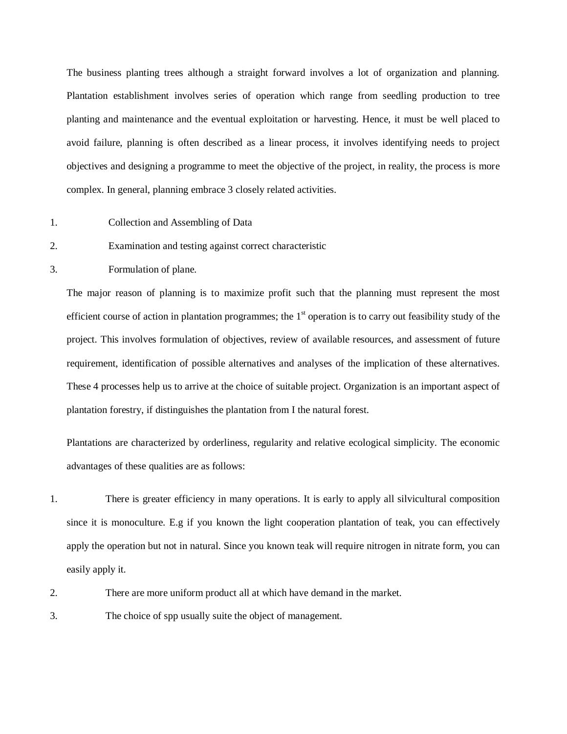The business planting trees although a straight forward involves a lot of organization and planning. Plantation establishment involves series of operation which range from seedling production to tree planting and maintenance and the eventual exploitation or harvesting. Hence, it must be well placed to avoid failure, planning is often described as a linear process, it involves identifying needs to project objectives and designing a programme to meet the objective of the project, in reality, the process is more complex. In general, planning embrace 3 closely related activities.

1. Collection and Assembling of Data
2. Examination and testing against correct characteristic
3. Formulation of plane.

The major reason of planning is to maximize profit such that the planning must represent the most efficient course of action in plantation programmes; the 1st operation is to carry out feasibility study of the project. This involves formulation of objectives, review of available resources, and assessment of future requirement, identification of possible alternatives and analyses of the implication of these alternatives. These 4 processes help us to arrive at the choice of suitable project. Organization is an important aspect of plantation forestry, if distinguishes the plantation from I the natural forest.

Plantations are characterized by orderliness, regularity and relative ecological simplicity. The economic advantages of these qualities are as follows:

1. There is greater efficiency in many operations. It is early to apply all silvicultural composition since it is monoculture. E.g if you known the light cooperation plantation of teak, you can effectively apply the operation but not in natural. Since you known teak will require nitrogen in nitrate form, you can easily apply it.
2. There are more uniform product all at which have demand in the market.
3. The choice of spp usually suite the object of management.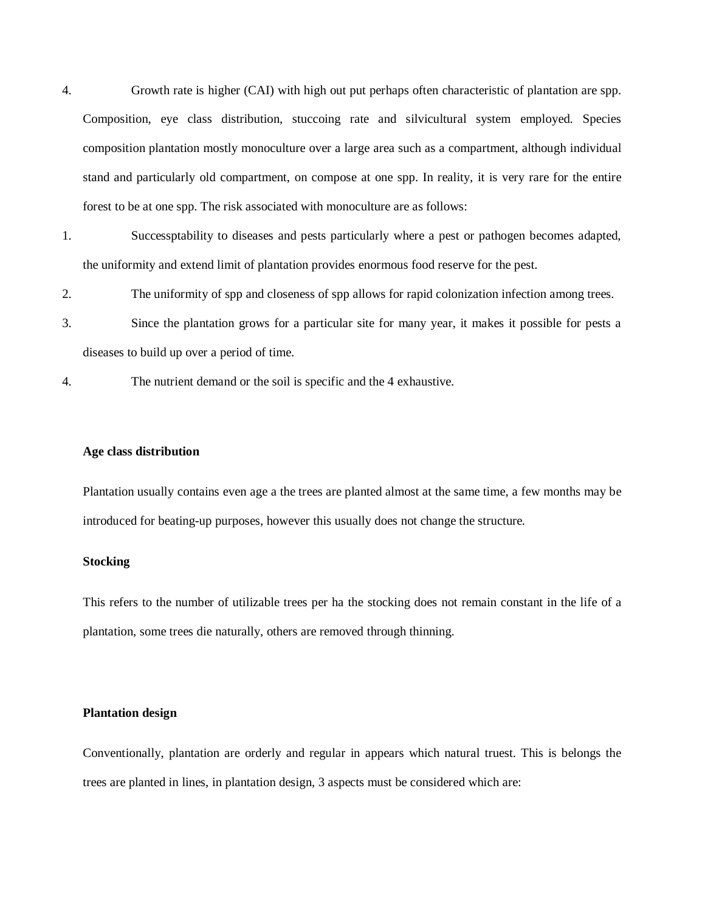4. Growth rate is higher (CAI) with high out put perhaps often characteristic of plantation are spp. Composition, eye class distribution, stuccoing rate and silvicultural system employed. Species composition plantation mostly monoculture over a large area such as a compartment, although individual stand and particularly old compartment, on compose at one spp. In reality, it is very rare for the entire forest to be at one spp. The risk associated with monoculture are as follows:

1. Successptability to diseases and pests particularly where a pest or pathogen becomes adapted, the uniformity and extend limit of plantation provides enormous food reserve for the pest.
2. The uniformity of spp and closeness of spp allows for rapid colonization infection among trees.
3. Since the plantation grows for a particular site for many year, it makes it possible for pests a diseases to build up over a period of time.
4. The nutrient demand or the soil is specific and the 4 exhaustive.

**Age class distribution**

Plantation usually contains even age a the trees are planted almost at the same time, a few months may be introduced for beating-up purposes, however this usually does not change the structure.

**Stocking**

This refers to the number of utilizable trees per ha the stocking does not remain constant in the life of a plantation, some trees die naturally, others are removed through thinning.

**Plantation design**

Conventionally, plantation are orderly and regular in appears which natural truest. This is belongs the trees are planted in lines, in plantation design, 3 aspects must be considered which are: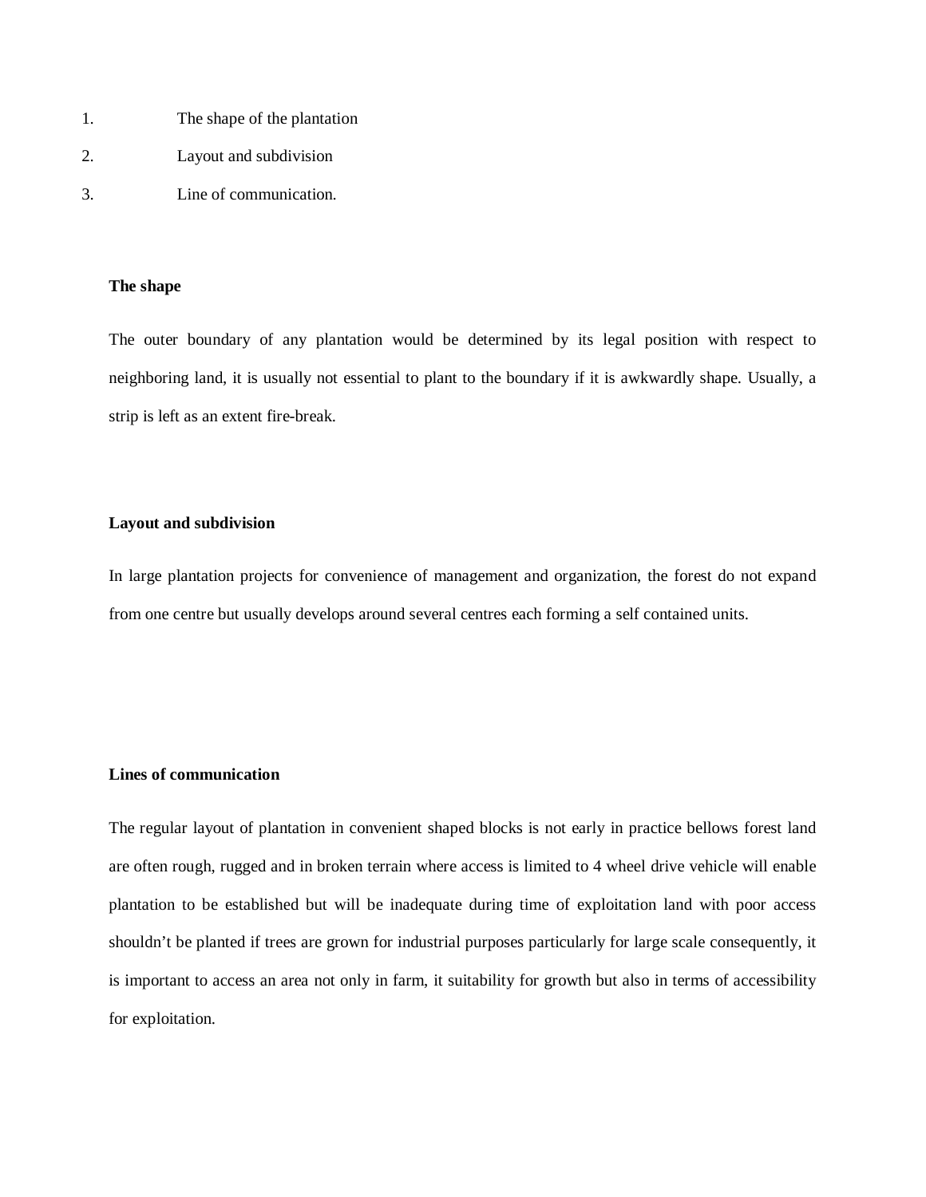1. The shape of the plantation
2. Layout and subdivision
3. Line of communication.

**The shape**

The outer boundary of any plantation would be determined by its legal position with respect to neighboring land, it is usually not essential to plant to the boundary if it is awkwardly shape. Usually, a strip is left as an extent fire-break.

**Layout and subdivision**

In large plantation projects for convenience of management and organization, the forest do not expand from one centre but usually develops around several centres each forming a self contained units.

**Lines of communication**

The regular layout of plantation in convenient shaped blocks is not early in practice bellows forest land are often rough, rugged and in broken terrain where access is limited to 4 wheel drive vehicle will enable plantation to be established but will be inadequate during time of exploitation land with poor access shouldn't be planted if trees are grown for industrial purposes particularly for large scale consequently, it is important to access an area not only in farm, it suitability for growth but also in terms of accessibility for exploitation.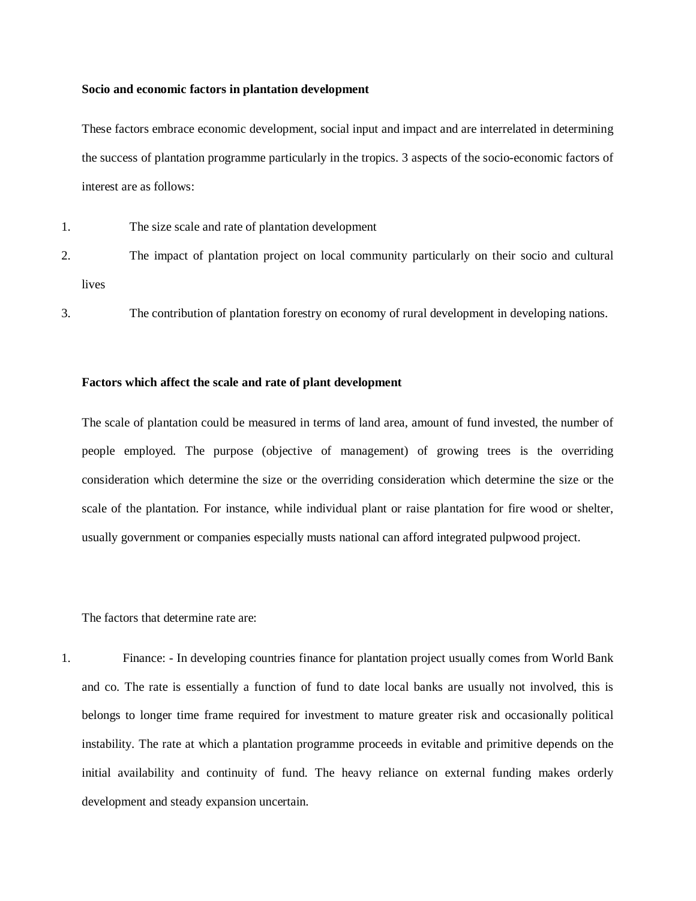**Socio and economic factors in plantation development**

These factors embrace economic development, social input and impact and are interrelated in determining the success of plantation programme particularly in the tropics. 3 aspects of the socio-economic factors of interest are as follows:

1. The size scale and rate of plantation development
2. The impact of plantation project on local community particularly on their socio and cultural lives
3. The contribution of plantation forestry on economy of rural development in developing nations.

**Factors which affect the scale and rate of plant development**

The scale of plantation could be measured in terms of land area, amount of fund invested, the number of people employed. The purpose (objective of management) of growing trees is the overriding consideration which determine the size or the overriding consideration which determine the size or the scale of the plantation. For instance, while individual plant or raise plantation for fire wood or shelter, usually government or companies especially musts national can afford integrated pulpwood project.

The factors that determine rate are:

1. Finance: - In developing countries finance for plantation project usually comes from World Bank and co. The rate is essentially a function of fund to date local banks are usually not involved, this is belongs to longer time frame required for investment to mature greater risk and occasionally political instability. The rate at which a plantation programme proceeds in evitable and primitive depends on the initial availability and continuity of fund. The heavy reliance on external funding makes orderly development and steady expansion uncertain.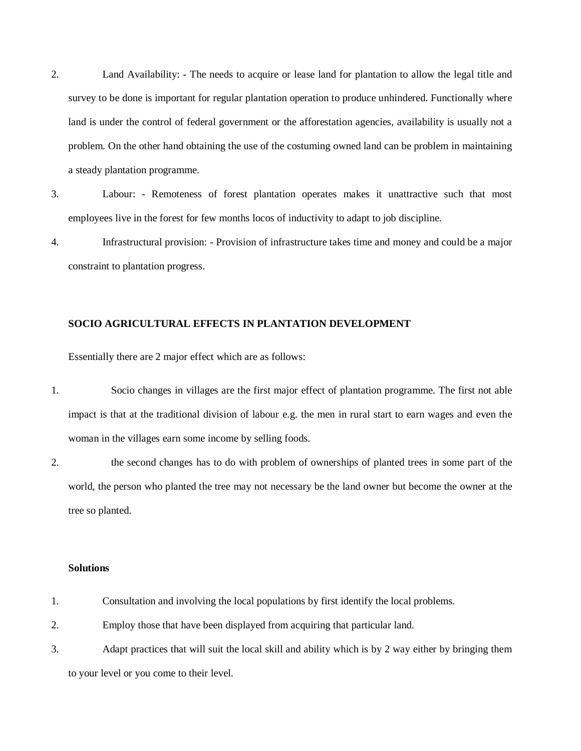2. Land Availability: - The needs to acquire or lease land for plantation to allow the legal title and survey to be done is important for regular plantation operation to produce unhindered. Functionally where land is under the control of federal government or the afforestation agencies, availability is usually not a problem. On the other hand obtaining the use of the costuming owned land can be problem in maintaining a steady plantation programme.
3. Labour: - Remoteness of forest plantation operates makes it unattractive such that most employees live in the forest for few months locos of inductivity to adapt to job discipline.
4. Infrastructural provision: - Provision of infrastructure takes time and money and could be a major constraint to plantation progress.

**SOCIO AGRICULTURAL EFFECTS IN PLANTATION DEVELOPMENT**

Essentially there are 2 major effect which are as follows:

1. Socio changes in villages are the first major effect of plantation programme. The first not able impact is that at the traditional division of labour e.g. the men in rural start to earn wages and even the woman in the villages earn some income by selling foods.
2. the second changes has to do with problem of ownerships of planted trees in some part of the world, the person who planted the tree may not necessary be the land owner but become the owner at the tree so planted.

**Solutions**

1. Consultation and involving the local populations by first identify the local problems.
2. Employ those that have been displayed from acquiring that particular land.
3. Adapt practices that will suit the local skill and ability which is by 2 way either by bringing them to your level or you come to their level.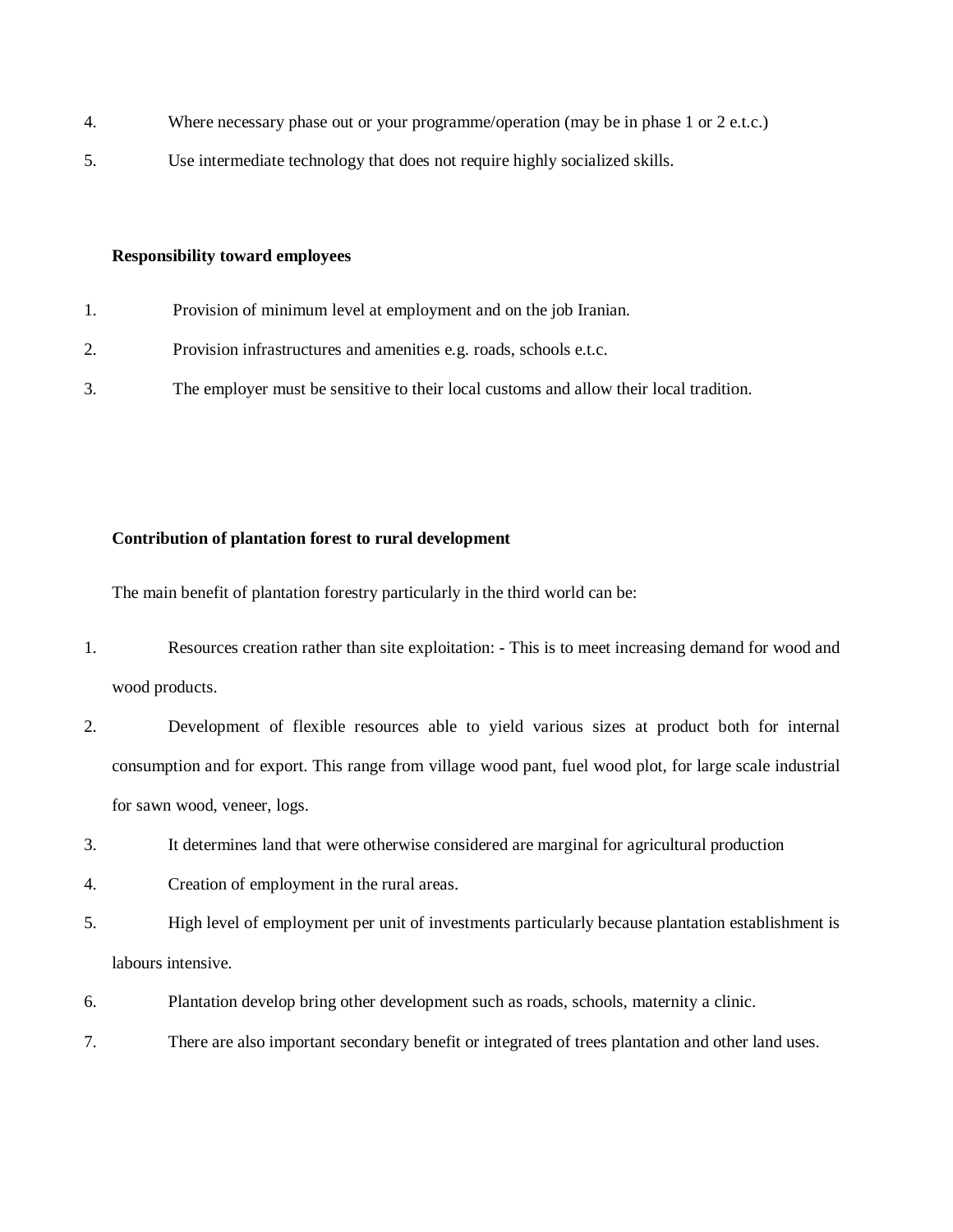4. Where necessary phase out or your programme/operation (may be in phase 1 or 2 e.t.c.)
5. Use intermediate technology that does not require highly socialized skills.

**Responsibility toward employees**

1. Provision of minimum level at employment and on the job Iranian.
2. Provision infrastructures and amenities e.g. roads, schools e.t.c.
3. The employer must be sensitive to their local customs and allow their local tradition.

**Contribution of plantation forest to rural development**

The main benefit of plantation forestry particularly in the third world can be:

1. Resources creation rather than site exploitation: - This is to meet increasing demand for wood and wood products.
2. Development of flexible resources able to yield various sizes at product both for internal consumption and for export. This range from village wood pant, fuel wood plot, for large scale industrial for sawn wood, veneer, logs.
3. It determines land that were otherwise considered are marginal for agricultural production
4. Creation of employment in the rural areas.
5. High level of employment per unit of investments particularly because plantation establishment is labours intensive.
6. Plantation develop bring other development such as roads, schools, maternity a clinic.
7. There are also important secondary benefit or integrated of trees plantation and other land uses.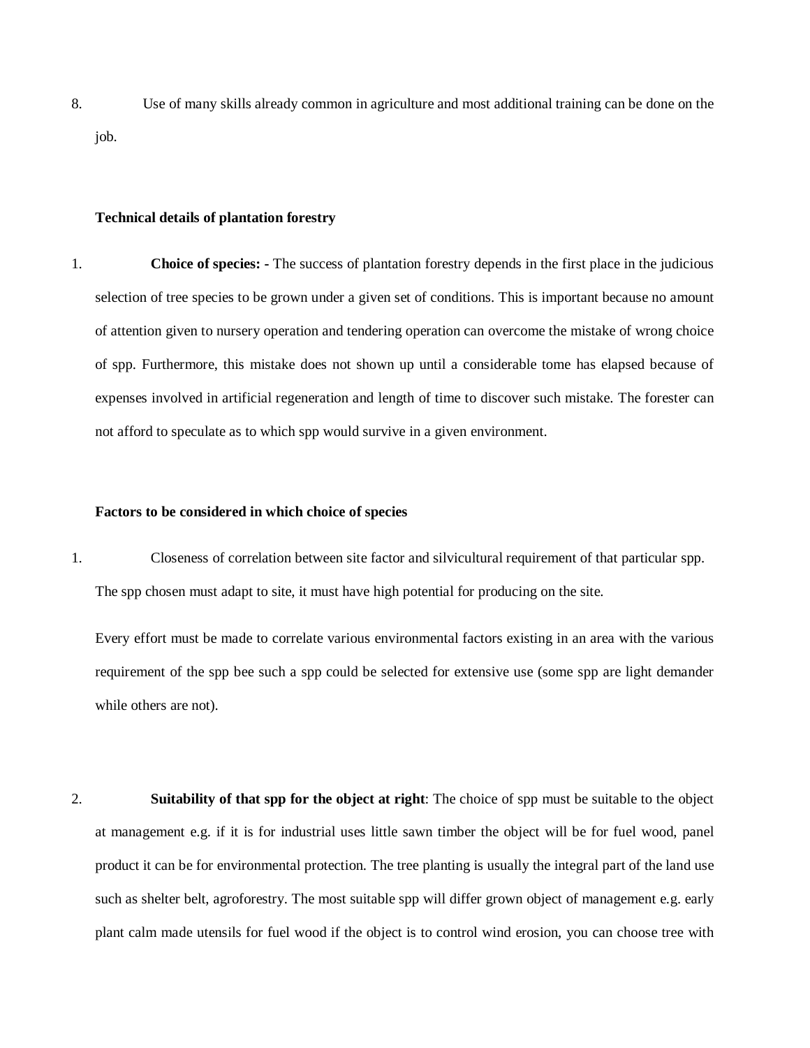8. Use of many skills already common in agriculture and most additional training can be done on the job.

**Technical details of plantation forestry**

1. **Choice of species: -** The success of plantation forestry depends in the first place in the judicious selection of tree species to be grown under a given set of conditions. This is important because no amount of attention given to nursery operation and tendering operation can overcome the mistake of wrong choice of spp. Furthermore, this mistake does not shown up until a considerable tome has elapsed because of expenses involved in artificial regeneration and length of time to discover such mistake. The forester can not afford to speculate as to which spp would survive in a given environment.

**Factors to be considered in which choice of species**

1. Closeness of correlation between site factor and silvicultural requirement of that particular spp. The spp chosen must adapt to site, it must have high potential for producing on the site.

   Every effort must be made to correlate various environmental factors existing in an area with the various requirement of the spp bee such a spp could be selected for extensive use (some spp are light demander while others are not).

2. **Suitability of that spp for the object at right**: The choice of spp must be suitable to the object at management e.g. if it is for industrial uses little sawn timber the object will be for fuel wood, panel product it can be for environmental protection. The tree planting is usually the integral part of the land use such as shelter belt, agroforestry. The most suitable spp will differ grown object of management e.g. early plant calm made utensils for fuel wood if the object is to control wind erosion, you can choose tree with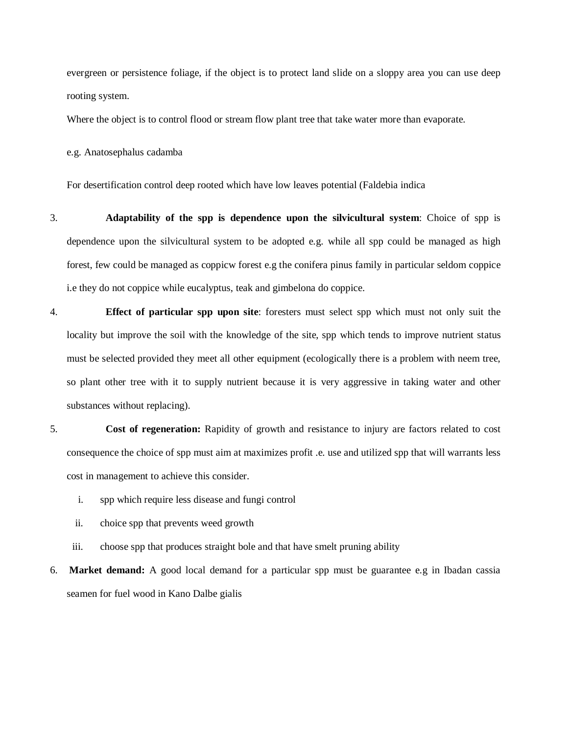evergreen or persistence foliage, if the object is to protect land slide on a sloppy area you can use deep rooting system.

Where the object is to control flood or stream flow plant tree that take water more than evaporate.

e.g. Anatosephalus cadamba

For desertification control deep rooted which have low leaves potential (Faldebia indica

3. **Adaptability of the spp is dependence upon the silvicultural system**: Choice of spp is dependence upon the silvicultural system to be adopted e.g. while all spp could be managed as high forest, few could be managed as coppicw forest e.g the conifera pinus family in particular seldom coppice i.e they do not coppice while eucalyptus, teak and gimbelona do coppice.
4. **Effect of particular spp upon site**: foresters must select spp which must not only suit the locality but improve the soil with the knowledge of the site, spp which tends to improve nutrient status must be selected provided they meet all other equipment (ecologically there is a problem with neem tree, so plant other tree with it to supply nutrient because it is very aggressive in taking water and other substances without replacing).
5. **Cost of regeneration:** Rapidity of growth and resistance to injury are factors related to cost consequence the choice of spp must aim at maximizes profit .e. use and utilized spp that will warrants less cost in management to achieve this consider.
    i. spp which require less disease and fungi control
    ii. choice spp that prevents weed growth
    iii. choose spp that produces straight bole and that have smelt pruning ability
6. **Market demand:** A good local demand for a particular spp must be guarantee e.g in Ibadan cassia seamen for fuel wood in Kano Dalbe gialis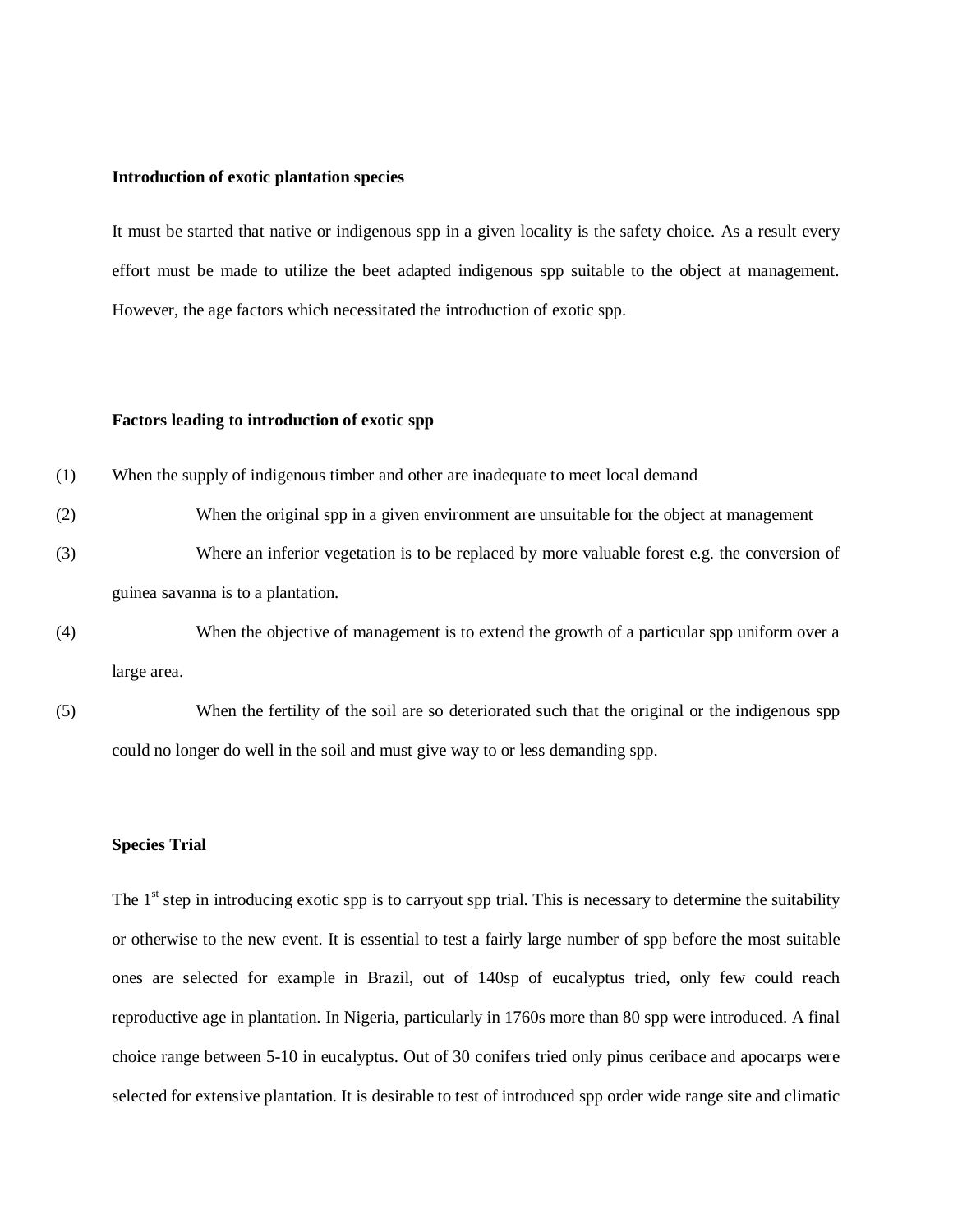### Introduction of exotic plantation species

It must be started that native or indigenous spp in a given locality is the safety choice. As a result every effort must be made to utilize the beet adapted indigenous spp suitable to the object at management. However, the age factors which necessitated the introduction of exotic spp.

### Factors leading to introduction of exotic spp

(1) When the supply of indigenous timber and other are inadequate to meet local demand

(2) When the original spp in a given environment are unsuitable for the object at management

(3) Where an inferior vegetation is to be replaced by more valuable forest e.g. the conversion of guinea savanna is to a plantation.

(4) When the objective of management is to extend the growth of a particular spp uniform over a large area.

(5) When the fertility of the soil are so deteriorated such that the original or the indigenous spp could no longer do well in the soil and must give way to or less demanding spp.

### Species Trial

The 1st step in introducing exotic spp is to carryout spp trial. This is necessary to determine the suitability or otherwise to the new event. It is essential to test a fairly large number of spp before the most suitable ones are selected for example in Brazil, out of 140sp of eucalyptus tried, only few could reach reproductive age in plantation. In Nigeria, particularly in 1760s more than 80 spp were introduced. A final choice range between 5-10 in eucalyptus. Out of 30 conifers tried only pinus ceribace and apocarps were selected for extensive plantation. It is desirable to test of introduced spp order wide range site and climatic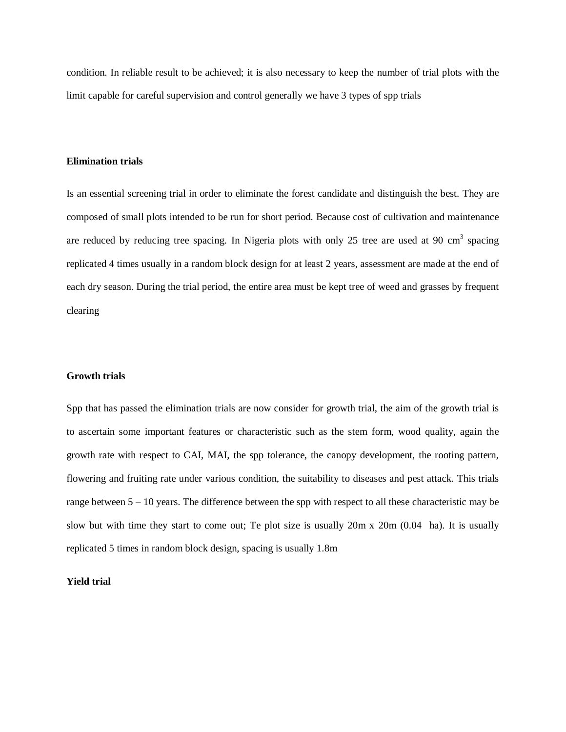condition. In reliable result to be achieved; it is also necessary to keep the number of trial plots with the limit capable for careful supervision and control generally we have 3 types of spp trials

**Elimination trials**

Is an essential screening trial in order to eliminate the forest candidate and distinguish the best. They are composed of small plots intended to be run for short period. Because cost of cultivation and maintenance are reduced by reducing tree spacing. In Nigeria plots with only 25 tree are used at 90 $cm^3$ spacing replicated 4 times usually in a random block design for at least 2 years, assessment are made at the end of each dry season. During the trial period, the entire area must be kept tree of weed and grasses by frequent clearing

**Growth trials**

Spp that has passed the elimination trials are now consider for growth trial, the aim of the growth trial is to ascertain some important features or characteristic such as the stem form, wood quality, again the growth rate with respect to CAI, MAI, the spp tolerance, the canopy development, the rooting pattern, flowering and fruiting rate under various condition, the suitability to diseases and pest attack. This trials range between 5 – 10 years. The difference between the spp with respect to all these characteristic may be slow but with time they start to come out; Te plot size is usually 20m x 20m (0.04 ha). It is usually replicated 5 times in random block design, spacing is usually 1.8m

**Yield trial**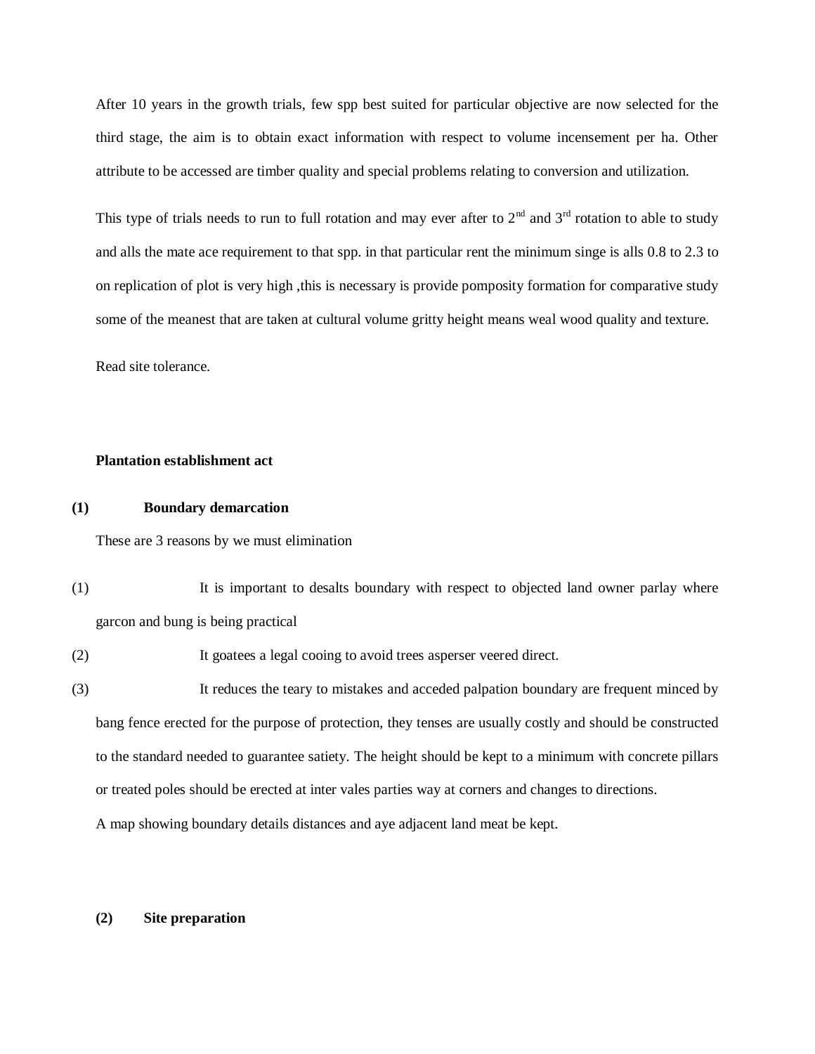After 10 years in the growth trials, few spp best suited for particular objective are now selected for the third stage, the aim is to obtain exact information with respect to volume incensement per ha. Other attribute to be accessed are timber quality and special problems relating to conversion and utilization.

This type of trials needs to run to full rotation and may ever after to 2nd and 3rd rotation to able to study and alls the mate ace requirement to that spp. in that particular rent the minimum singe is alls 0.8 to 2.3 to on replication of plot is very high ,this is necessary is provide pomposity formation for comparative study some of the meanest that are taken at cultural volume gritty height means weal wood quality and texture.

Read site tolerance.

**Plantation establishment act**

**(1) Boundary demarcation**

These are 3 reasons by we must elimination

(1) It is important to desalts boundary with respect to objected land owner parlay where garcon and bung is being practical

(2) It goatees a legal cooing to avoid trees asperser veered direct.

(3) It reduces the teary to mistakes and acceded palpation boundary are frequent minced by bang fence erected for the purpose of protection, they tenses are usually costly and should be constructed to the standard needed to guarantee satiety. The height should be kept to a minimum with concrete pillars or treated poles should be erected at inter vales parties way at corners and changes to directions.

A map showing boundary details distances and aye adjacent land meat be kept.

**(2) Site preparation**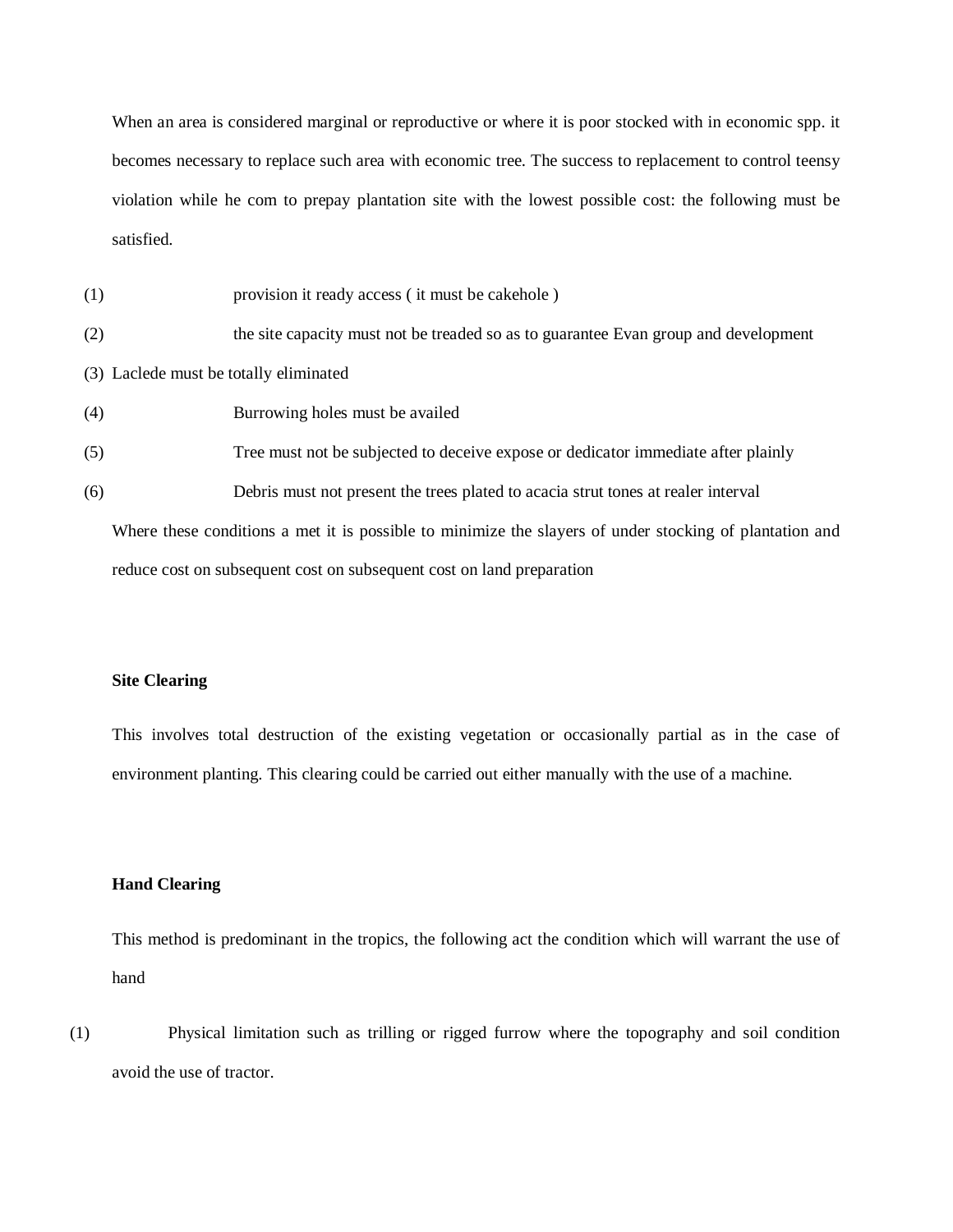When an area is considered marginal or reproductive or where it is poor stocked with in economic spp. it becomes necessary to replace such area with economic tree. The success to replacement to control teensy violation while he com to prepay plantation site with the lowest possible cost: the following must be satisfied.

(1) provision it ready access ( it must be cakehole )

(2) the site capacity must not be treaded so as to guarantee Evan group and development

(3) Laclede must be totally eliminated

(4) Burrowing holes must be availed

(5) Tree must not be subjected to deceive expose or dedicator immediate after plainly

(6) Debris must not present the trees plated to acacia strut tones at realer interval

Where these conditions a met it is possible to minimize the slayers of under stocking of plantation and reduce cost on subsequent cost on subsequent cost on land preparation

**Site Clearing**

This involves total destruction of the existing vegetation or occasionally partial as in the case of environment planting. This clearing could be carried out either manually with the use of a machine.

**Hand Clearing**

This method is predominant in the tropics, the following act the condition which will warrant the use of hand

(1) Physical limitation such as trilling or rigged furrow where the topography and soil condition avoid the use of tractor.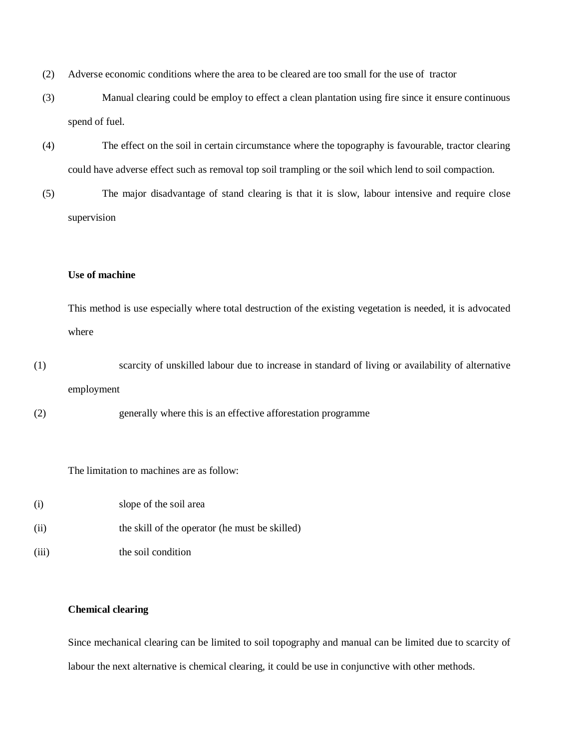(2) Adverse economic conditions where the area to be cleared are too small for the use of tractor

(3) Manual clearing could be employ to effect a clean plantation using fire since it ensure continuous spend of fuel.

(4) The effect on the soil in certain circumstance where the topography is favourable, tractor clearing could have adverse effect such as removal top soil trampling or the soil which lend to soil compaction.

(5) The major disadvantage of stand clearing is that it is slow, labour intensive and require close supervision

**Use of machine**

This method is use especially where total destruction of the existing vegetation is needed, it is advocated where

(1) scarcity of unskilled labour due to increase in standard of living or availability of alternative employment

(2) generally where this is an effective afforestation programme

The limitation to machines are as follow:

(i) slope of the soil area

(ii) the skill of the operator (he must be skilled)

(iii) the soil condition

**Chemical clearing**

Since mechanical clearing can be limited to soil topography and manual can be limited due to scarcity of labour the next alternative is chemical clearing, it could be use in conjunctive with other methods.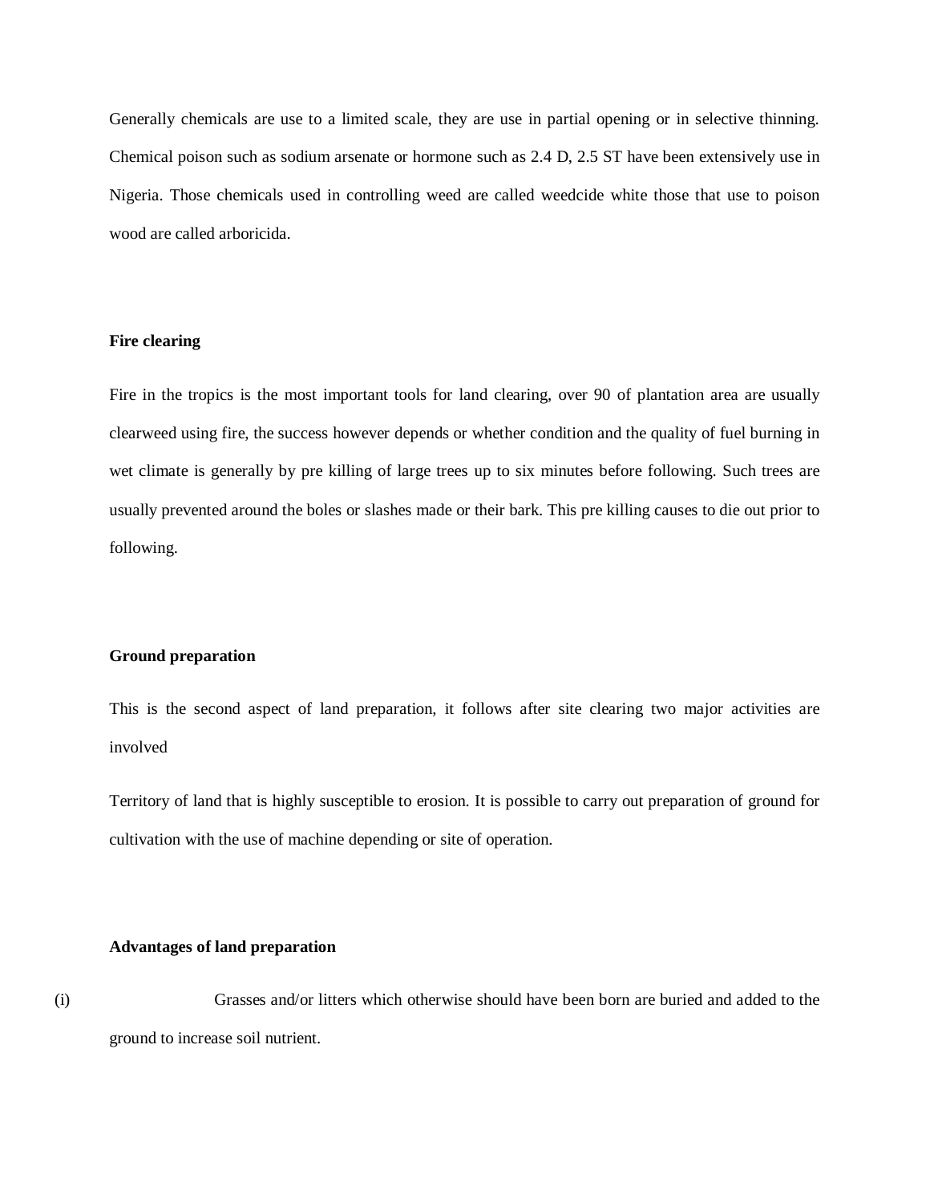Generally chemicals are use to a limited scale, they are use in partial opening or in selective thinning. Chemical poison such as sodium arsenate or hormone such as 2.4 D, 2.5 ST have been extensively use in Nigeria. Those chemicals used in controlling weed are called weedcide white those that use to poison wood are called arboricida.

**Fire clearing**

Fire in the tropics is the most important tools for land clearing, over 90 of plantation area are usually clearweed using fire, the success however depends or whether condition and the quality of fuel burning in wet climate is generally by pre killing of large trees up to six minutes before following. Such trees are usually prevented around the boles or slashes made or their bark. This pre killing causes to die out prior to following.

**Ground preparation**

This is the second aspect of land preparation, it follows after site clearing two major activities are involved

Territory of land that is highly susceptible to erosion. It is possible to carry out preparation of ground for cultivation with the use of machine depending or site of operation.

**Advantages of land preparation**

(i) Grasses and/or litters which otherwise should have been born are buried and added to the ground to increase soil nutrient.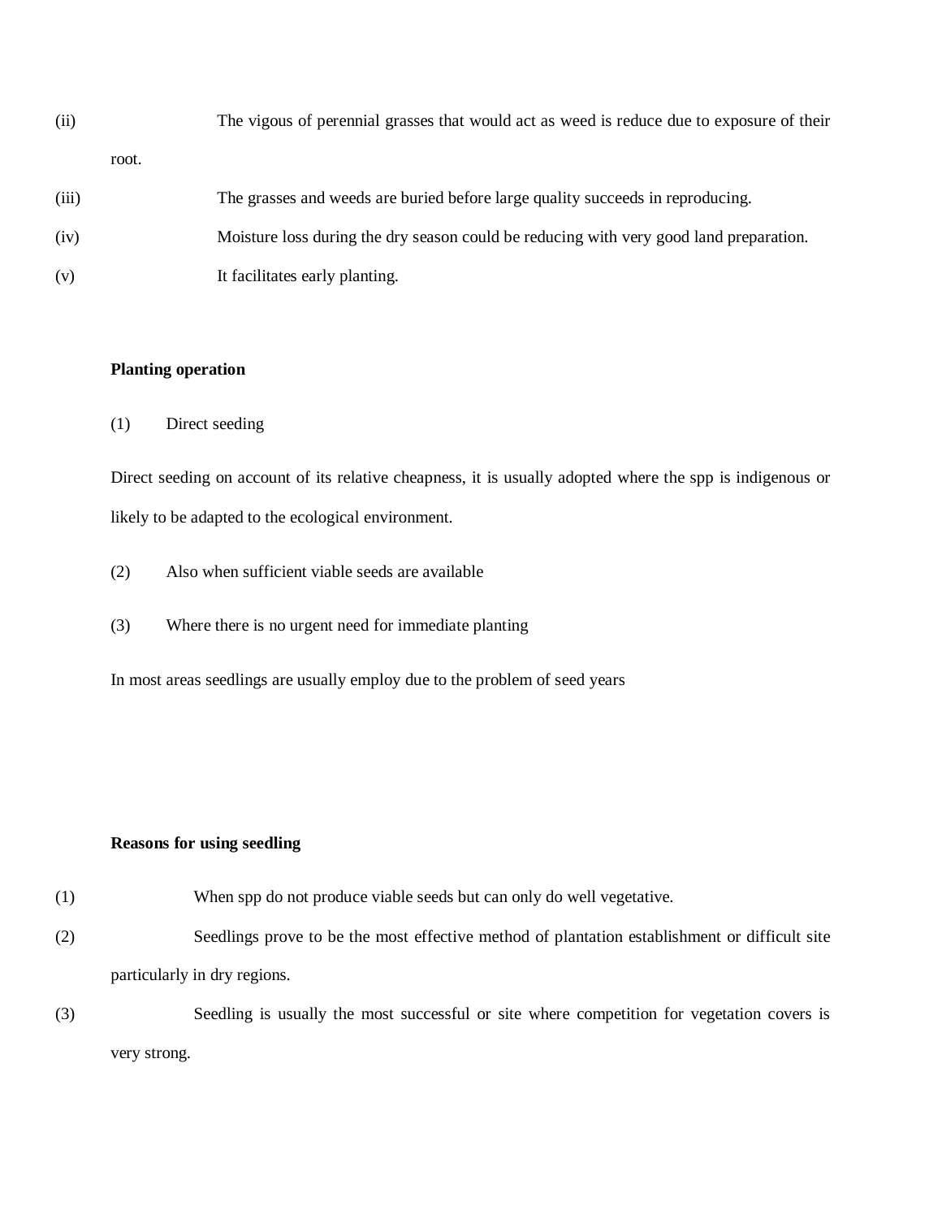(ii) The vigous of perennial grasses that would act as weed is reduce due to exposure of their root.

(iii) The grasses and weeds are buried before large quality succeeds in reproducing.

(iv) Moisture loss during the dry season could be reducing with very good land preparation.

(v) It facilitates early planting.

**Planting operation**

(1) Direct seeding

Direct seeding on account of its relative cheapness, it is usually adopted where the spp is indigenous or likely to be adapted to the ecological environment.

(2) Also when sufficient viable seeds are available

(3) Where there is no urgent need for immediate planting

In most areas seedlings are usually employ due to the problem of seed years

**Reasons for using seedling**

(1) When spp do not produce viable seeds but can only do well vegetative.

(2) Seedlings prove to be the most effective method of plantation establishment or difficult site particularly in dry regions.

(3) Seedling is usually the most successful or site where competition for vegetation covers is very strong.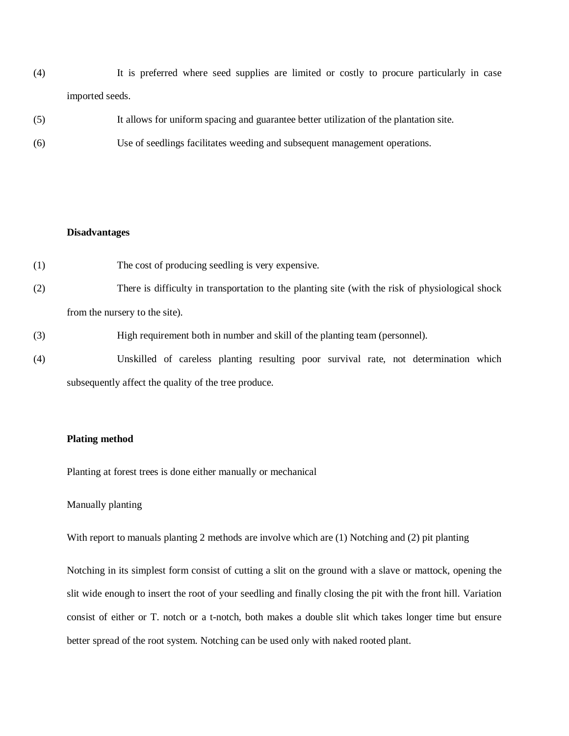(4) It is preferred where seed supplies are limited or costly to procure particularly in case imported seeds.

(5) It allows for uniform spacing and guarantee better utilization of the plantation site.

(6) Use of seedlings facilitates weeding and subsequent management operations.

**Disadvantages**

(1) The cost of producing seedling is very expensive.

(2) There is difficulty in transportation to the planting site (with the risk of physiological shock from the nursery to the site).

(3) High requirement both in number and skill of the planting team (personnel).

(4) Unskilled of careless planting resulting poor survival rate, not determination which subsequently affect the quality of the tree produce.

**Plating method**

Planting at forest trees is done either manually or mechanical

Manually planting

With report to manuals planting 2 methods are involve which are (1) Notching and (2) pit planting

Notching in its simplest form consist of cutting a slit on the ground with a slave or mattock, opening the slit wide enough to insert the root of your seedling and finally closing the pit with the front hill. Variation consist of either or T. notch or a t-notch, both makes a double slit which takes longer time but ensure better spread of the root system. Notching can be used only with naked rooted plant.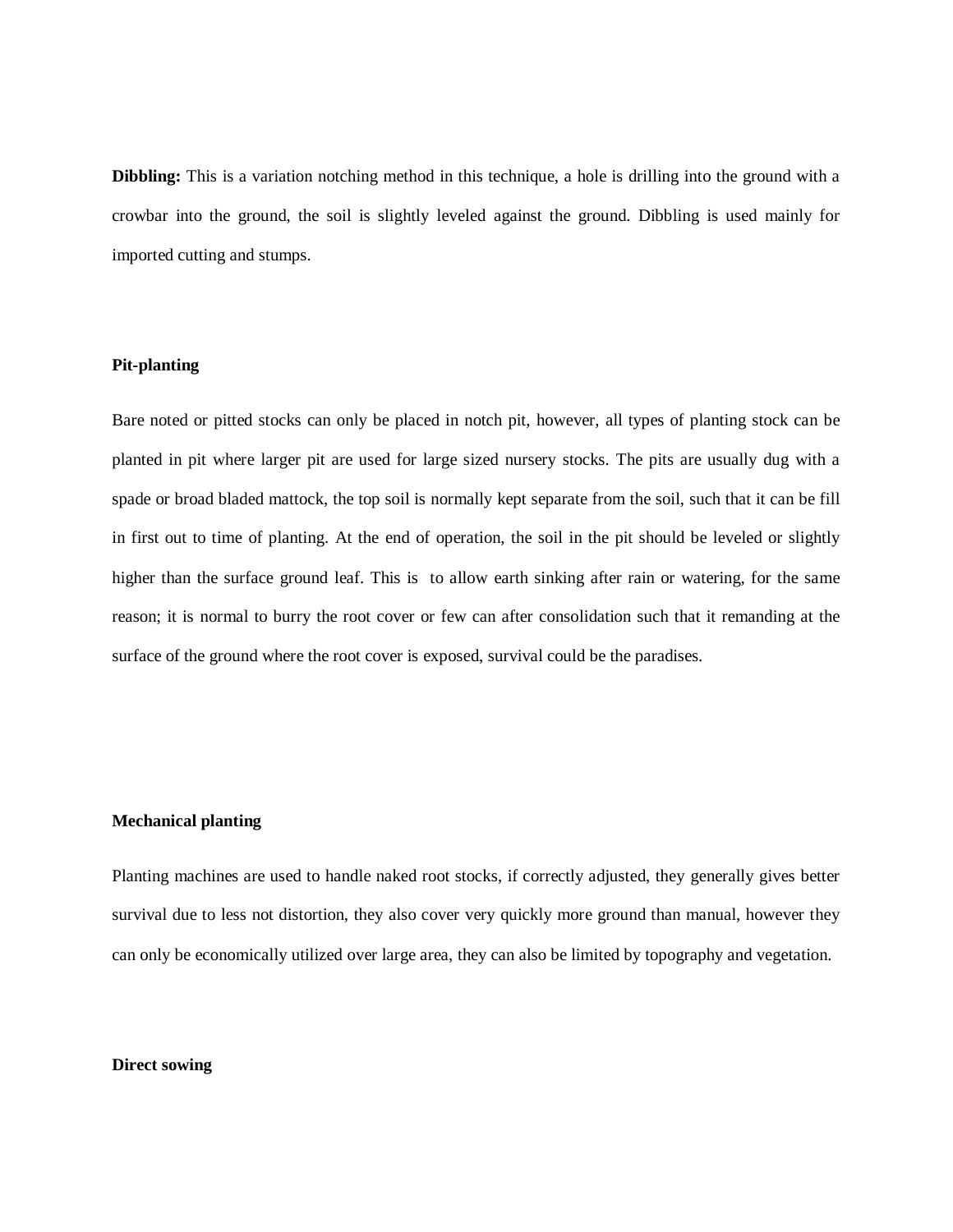**Dibbling:** This is a variation notching method in this technique, a hole is drilling into the ground with a crowbar into the ground, the soil is slightly leveled against the ground. Dibbling is used mainly for imported cutting and stumps.

**Pit-planting**

Bare noted or pitted stocks can only be placed in notch pit, however, all types of planting stock can be planted in pit where larger pit are used for large sized nursery stocks. The pits are usually dug with a spade or broad bladed mattock, the top soil is normally kept separate from the soil, such that it can be fill in first out to time of planting. At the end of operation, the soil in the pit should be leveled or slightly higher than the surface ground leaf. This is to allow earth sinking after rain or watering, for the same reason; it is normal to burry the root cover or few can after consolidation such that it remanding at the surface of the ground where the root cover is exposed, survival could be the paradises.

**Mechanical planting**

Planting machines are used to handle naked root stocks, if correctly adjusted, they generally gives better survival due to less not distortion, they also cover very quickly more ground than manual, however they can only be economically utilized over large area, they can also be limited by topography and vegetation.

**Direct sowing**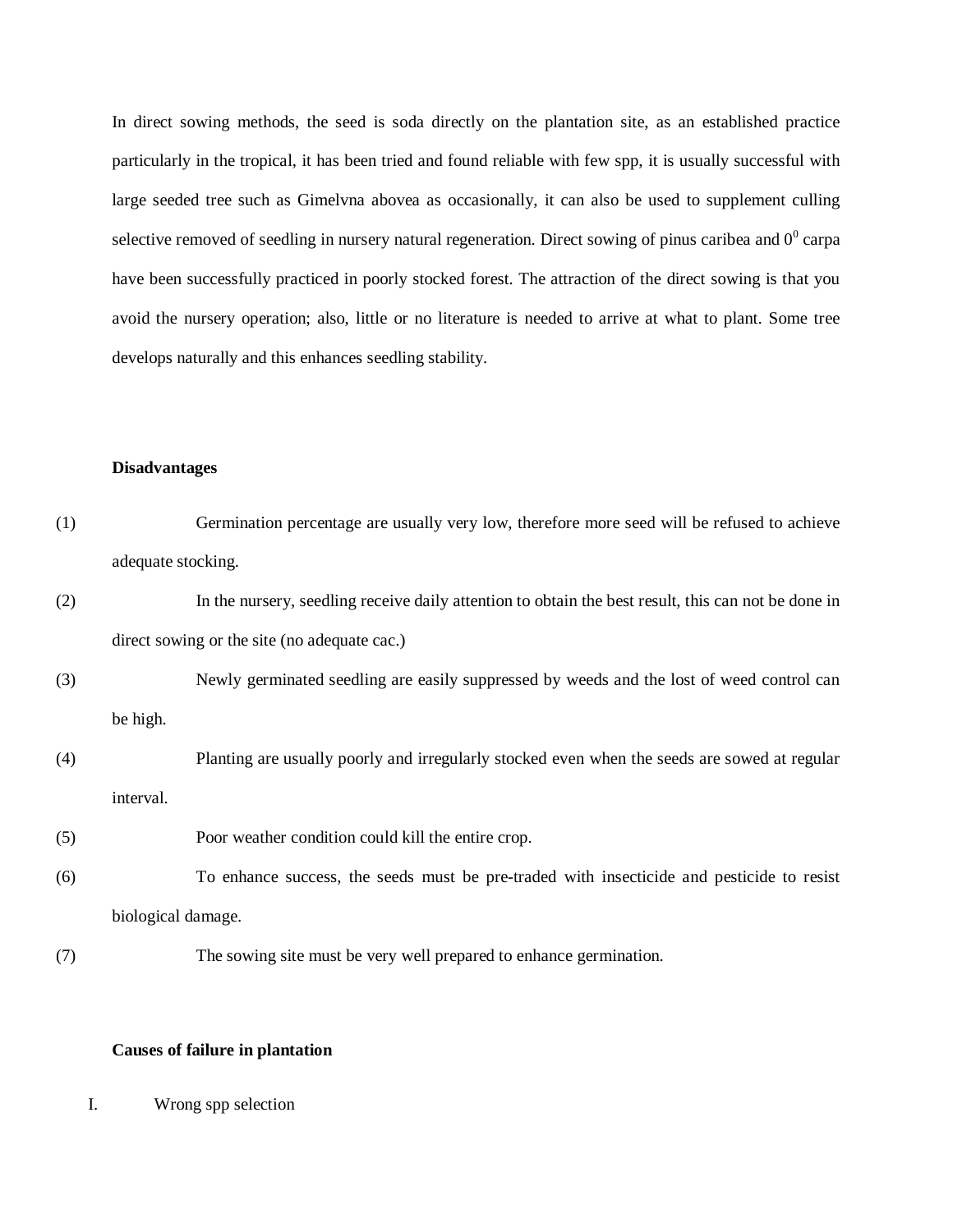In direct sowing methods, the seed is soda directly on the plantation site, as an established practice particularly in the tropical, it has been tried and found reliable with few spp, it is usually successful with large seeded tree such as Gimelvna abovea as occasionally, it can also be used to supplement culling selective removed of seedling in nursery natural regeneration. Direct sowing of pinus caribea and $0^0$ carpa have been successfully practiced in poorly stocked forest. The attraction of the direct sowing is that you avoid the nursery operation; also, little or no literature is needed to arrive at what to plant. Some tree develops naturally and this enhances seedling stability.

**Disadvantages**

(1) Germination percentage are usually very low, therefore more seed will be refused to achieve adequate stocking.

(2) In the nursery, seedling receive daily attention to obtain the best result, this can not be done in direct sowing or the site (no adequate cac.)

(3) Newly germinated seedling are easily suppressed by weeds and the lost of weed control can be high.

(4) Planting are usually poorly and irregularly stocked even when the seeds are sowed at regular interval.

(5) Poor weather condition could kill the entire crop.

(6) To enhance success, the seeds must be pre-traded with insecticide and pesticide to resist biological damage.

(7) The sowing site must be very well prepared to enhance germination.

**Causes of failure in plantation**

I. Wrong spp selection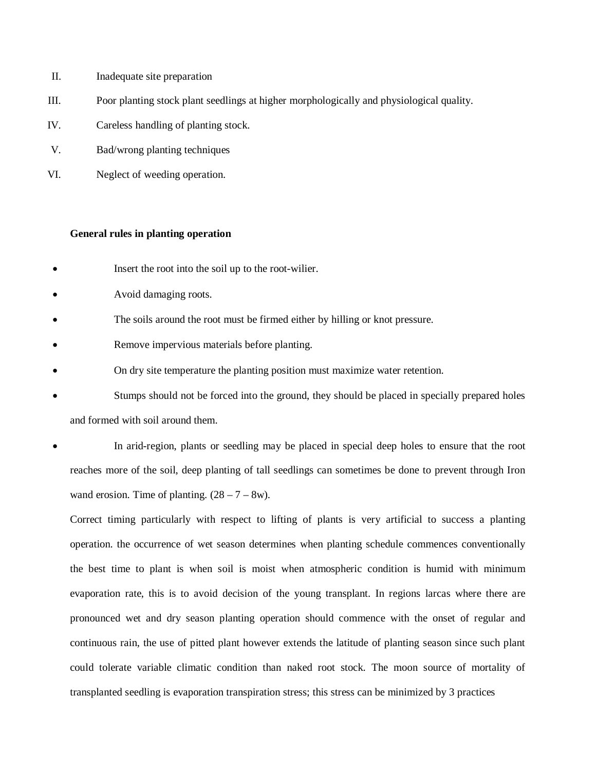II. Inadequate site preparation

III. Poor planting stock plant seedlings at higher morphologically and physiological quality.

IV. Careless handling of planting stock.

V. Bad/wrong planting techniques

VI. Neglect of weeding operation.

**General rules in planting operation**

- Insert the root into the soil up to the root-wilier.
- Avoid damaging roots.
- The soils around the root must be firmed either by hilling or knot pressure.
- Remove impervious materials before planting.
- On dry site temperature the planting position must maximize water retention.
- Stumps should not be forced into the ground, they should be placed in specially prepared holes and formed with soil around them.
- In arid-region, plants or seedling may be placed in special deep holes to ensure that the root reaches more of the soil, deep planting of tall seedlings can sometimes be done to prevent through Iron wand erosion. Time of planting. (28 – 7 – 8w).

Correct timing particularly with respect to lifting of plants is very artificial to success a planting operation. the occurrence of wet season determines when planting schedule commences conventionally the best time to plant is when soil is moist when atmospheric condition is humid with minimum evaporation rate, this is to avoid decision of the young transplant. In regions larcas where there are pronounced wet and dry season planting operation should commence with the onset of regular and continuous rain, the use of pitted plant however extends the latitude of planting season since such plant could tolerate variable climatic condition than naked root stock. The moon source of mortality of transplanted seedling is evaporation transpiration stress; this stress can be minimized by 3 practices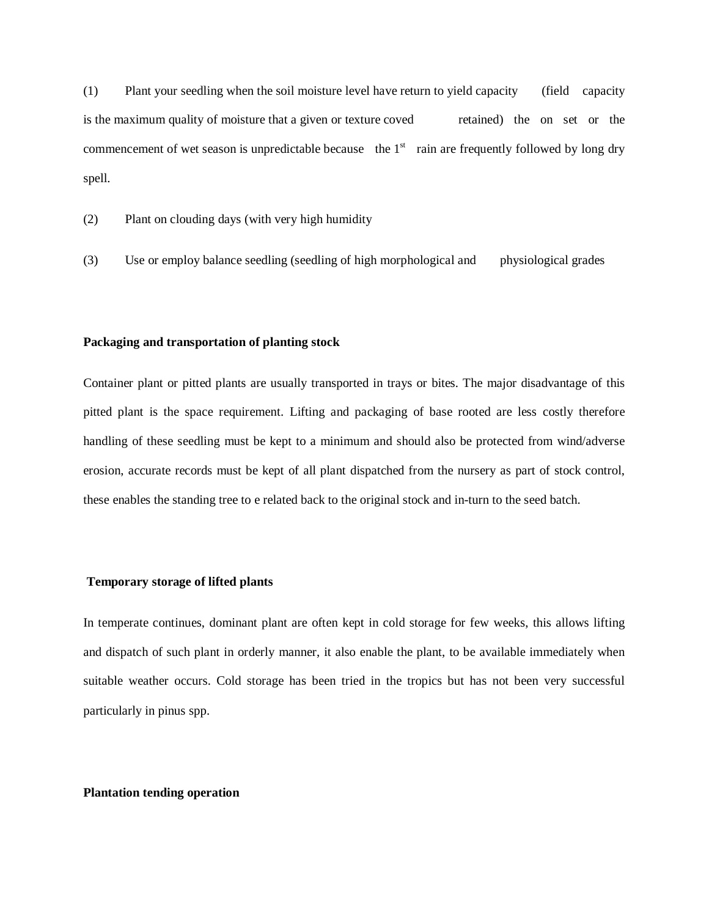(1) Plant your seedling when the soil moisture level have return to yield capacity (field capacity is the maximum quality of moisture that a given or texture coved retained) the on set or the commencement of wet season is unpredictable because the 1st rain are frequently followed by long dry spell.

(2) Plant on clouding days (with very high humidity

(3) Use or employ balance seedling (seedling of high morphological and physiological grades

**Packaging and transportation of planting stock**

Container plant or pitted plants are usually transported in trays or bites. The major disadvantage of this pitted plant is the space requirement. Lifting and packaging of base rooted are less costly therefore handling of these seedling must be kept to a minimum and should also be protected from wind/adverse erosion, accurate records must be kept of all plant dispatched from the nursery as part of stock control, these enables the standing tree to e related back to the original stock and in-turn to the seed batch.

**Temporary storage of lifted plants**

In temperate continues, dominant plant are often kept in cold storage for few weeks, this allows lifting and dispatch of such plant in orderly manner, it also enable the plant, to be available immediately when suitable weather occurs. Cold storage has been tried in the tropics but has not been very successful particularly in pinus spp.

**Plantation tending operation**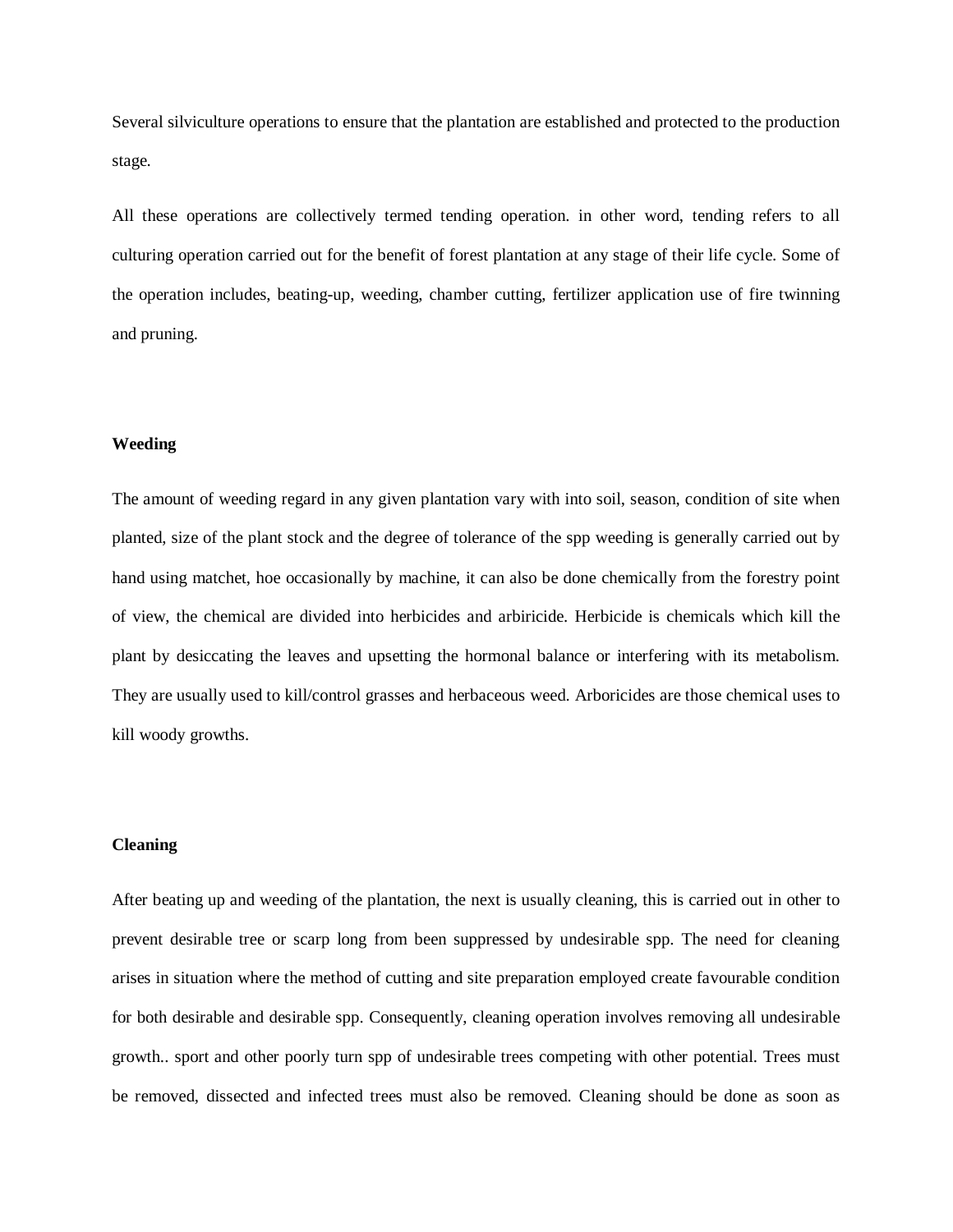Several silviculture operations to ensure that the plantation are established and protected to the production stage.

All these operations are collectively termed tending operation. in other word, tending refers to all culturing operation carried out for the benefit of forest plantation at any stage of their life cycle. Some of the operation includes, beating-up, weeding, chamber cutting, fertilizer application use of fire twinning and pruning.

**Weeding**

The amount of weeding regard in any given plantation vary with into soil, season, condition of site when planted, size of the plant stock and the degree of tolerance of the spp weeding is generally carried out by hand using matchet, hoe occasionally by machine, it can also be done chemically from the forestry point of view, the chemical are divided into herbicides and arbiricide. Herbicide is chemicals which kill the plant by desiccating the leaves and upsetting the hormonal balance or interfering with its metabolism. They are usually used to kill/control grasses and herbaceous weed. Arboricides are those chemical uses to kill woody growths.

**Cleaning**

After beating up and weeding of the plantation, the next is usually cleaning, this is carried out in other to prevent desirable tree or scarp long from been suppressed by undesirable spp. The need for cleaning arises in situation where the method of cutting and site preparation employed create favourable condition for both desirable and desirable spp. Consequently, cleaning operation involves removing all undesirable growth.. sport and other poorly turn spp of undesirable trees competing with other potential. Trees must be removed, dissected and infected trees must also be removed. Cleaning should be done as soon as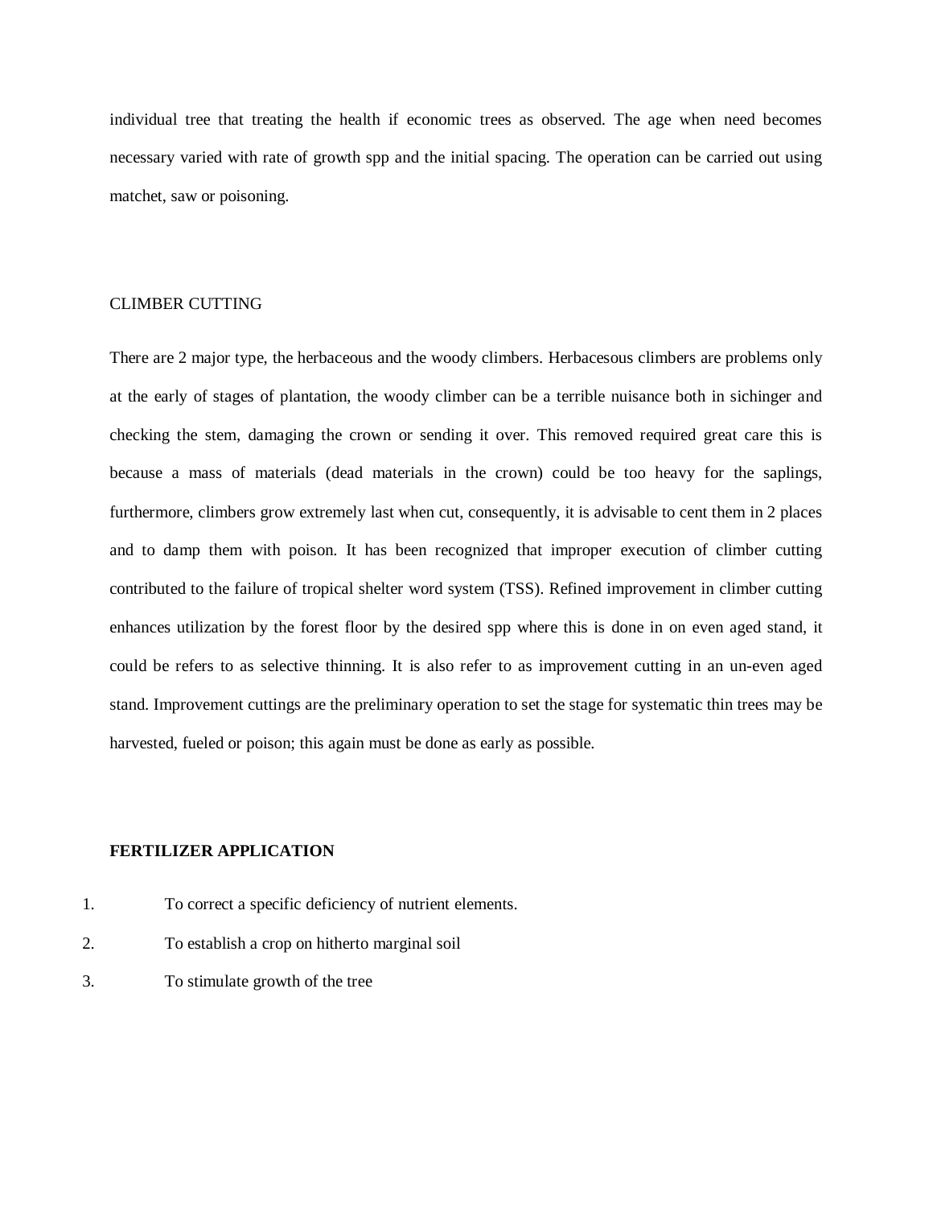individual tree that treating the health if economic trees as observed. The age when need becomes necessary varied with rate of growth spp and the initial spacing. The operation can be carried out using matchet, saw or poisoning.

CLIMBER CUTTING

There are 2 major type, the herbaceous and the woody climbers. Herbacesous climbers are problems only at the early of stages of plantation, the woody climber can be a terrible nuisance both in sichinger and checking the stem, damaging the crown or sending it over. This removed required great care this is because a mass of materials (dead materials in the crown) could be too heavy for the saplings, furthermore, climbers grow extremely last when cut, consequently, it is advisable to cent them in 2 places and to damp them with poison. It has been recognized that improper execution of climber cutting contributed to the failure of tropical shelter word system (TSS). Refined improvement in climber cutting enhances utilization by the forest floor by the desired spp where this is done in on even aged stand, it could be refers to as selective thinning. It is also refer to as improvement cutting in an un-even aged stand. Improvement cuttings are the preliminary operation to set the stage for systematic thin trees may be harvested, fueled or poison; this again must be done as early as possible.

**FERTILIZER APPLICATION**

1. To correct a specific deficiency of nutrient elements.
2. To establish a crop on hitherto marginal soil
3. To stimulate growth of the tree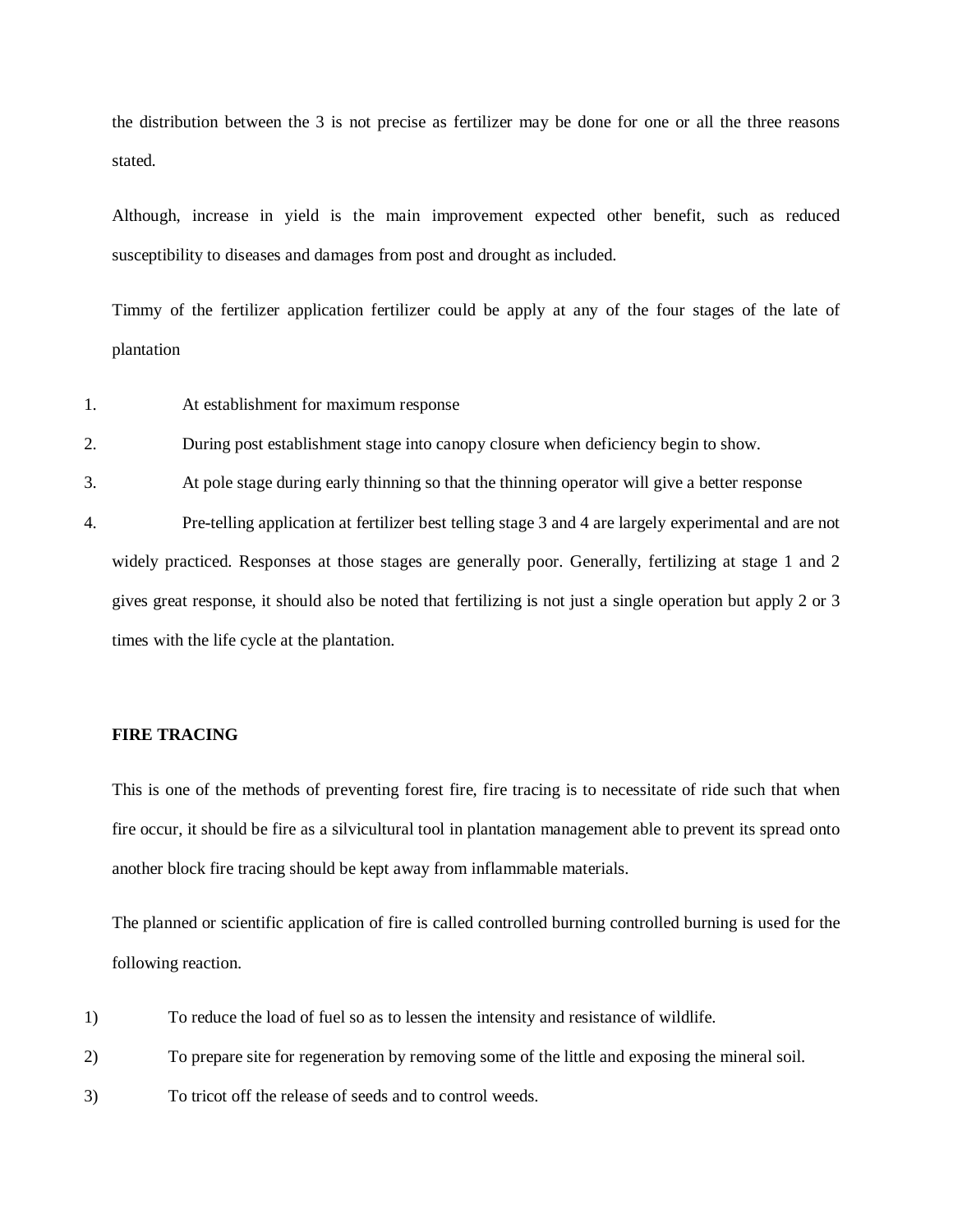the distribution between the 3 is not precise as fertilizer may be done for one or all the three reasons stated.

Although, increase in yield is the main improvement expected other benefit, such as reduced susceptibility to diseases and damages from post and drought as included.

Timmy of the fertilizer application fertilizer could be apply at any of the four stages of the late of plantation

1. At establishment for maximum response
2. During post establishment stage into canopy closure when deficiency begin to show.
3. At pole stage during early thinning so that the thinning operator will give a better response
4. Pre-telling application at fertilizer best telling stage 3 and 4 are largely experimental and are not widely practiced. Responses at those stages are generally poor. Generally, fertilizing at stage 1 and 2 gives great response, it should also be noted that fertilizing is not just a single operation but apply 2 or 3 times with the life cycle at the plantation.

**FIRE TRACING**

This is one of the methods of preventing forest fire, fire tracing is to necessitate of ride such that when fire occur, it should be fire as a silvicultural tool in plantation management able to prevent its spread onto another block fire tracing should be kept away from inflammable materials.

The planned or scientific application of fire is called controlled burning controlled burning is used for the following reaction.

1) To reduce the load of fuel so as to lessen the intensity and resistance of wildlife.
2) To prepare site for regeneration by removing some of the little and exposing the mineral soil.
3) To tricot off the release of seeds and to control weeds.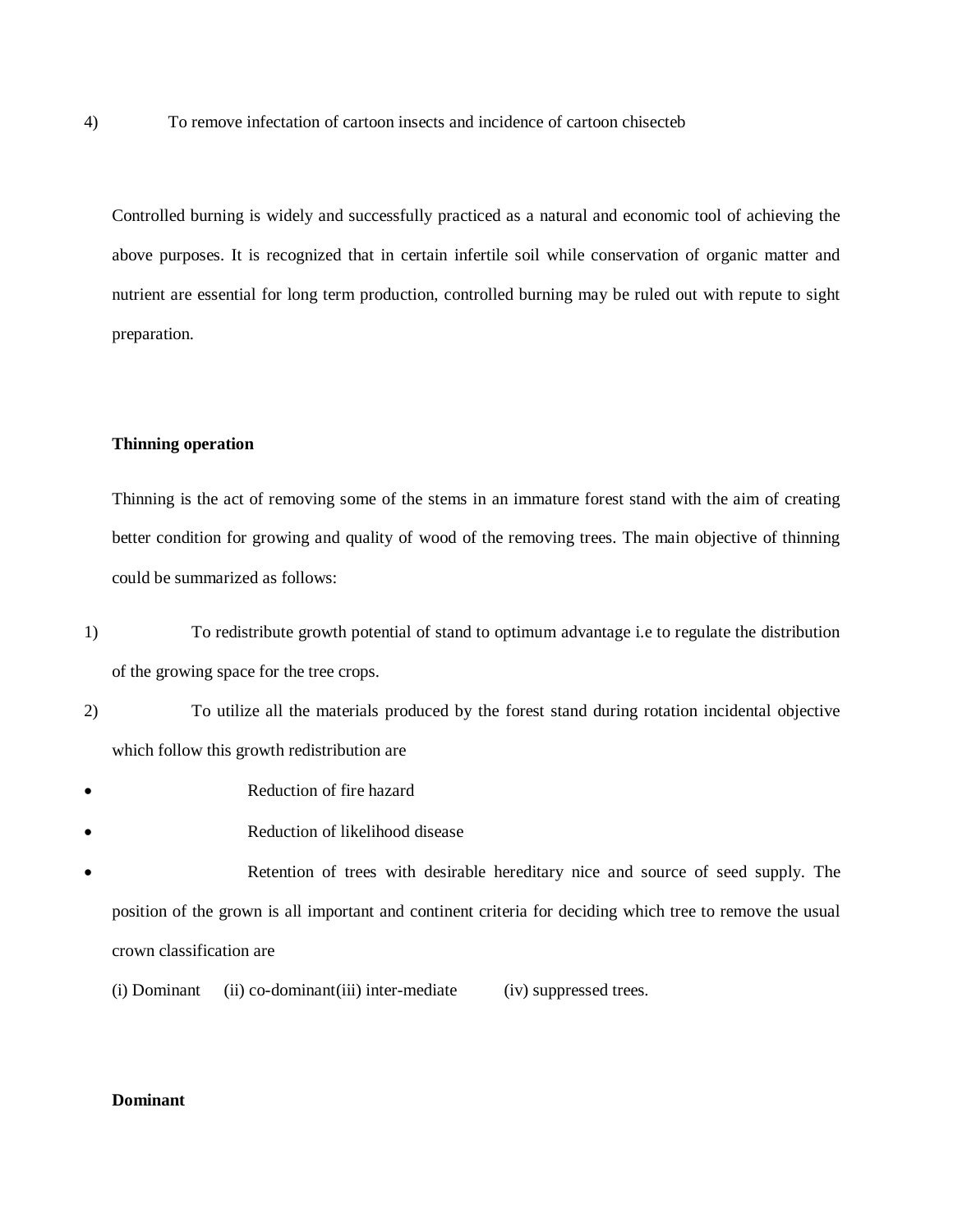4) To remove infectation of cartoon insects and incidence of cartoon chisecteb

Controlled burning is widely and successfully practiced as a natural and economic tool of achieving the above purposes. It is recognized that in certain infertile soil while conservation of organic matter and nutrient are essential for long term production, controlled burning may be ruled out with repute to sight preparation.

**Thinning operation**

Thinning is the act of removing some of the stems in an immature forest stand with the aim of creating better condition for growing and quality of wood of the removing trees. The main objective of thinning could be summarized as follows:

1) To redistribute growth potential of stand to optimum advantage i.e to regulate the distribution of the growing space for the tree crops.
2) To utilize all the materials produced by the forest stand during rotation incidental objective which follow this growth redistribution are

- Reduction of fire hazard
- Reduction of likelihood disease
- Retention of trees with desirable hereditary nice and source of seed supply. The position of the grown is all important and continent criteria for deciding which tree to remove the usual crown classification are

(i) Dominant (ii) co-dominant(iii) inter-mediate (iv) suppressed trees.

**Dominant**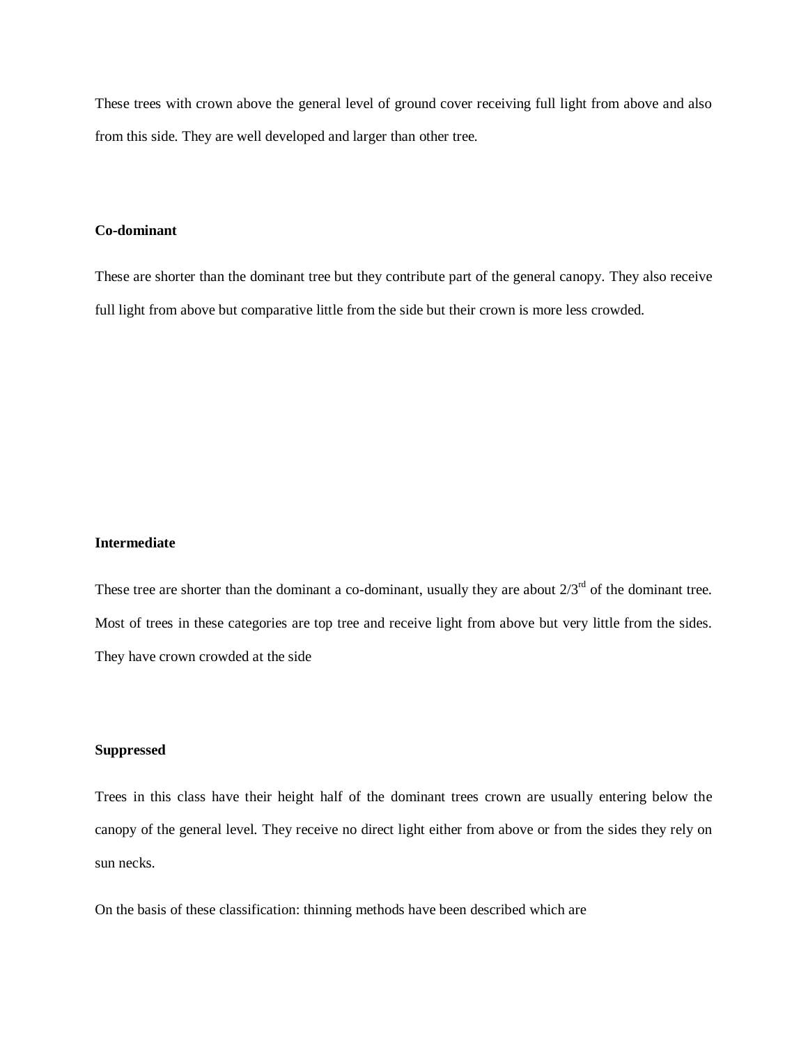These trees with crown above the general level of ground cover receiving full light from above and also from this side. They are well developed and larger than other tree.

**Co-dominant**

These are shorter than the dominant tree but they contribute part of the general canopy. They also receive full light from above but comparative little from the side but their crown is more less crowded.

**Intermediate**

These tree are shorter than the dominant a co-dominant, usually they are about $2/3^{rd}$ of the dominant tree. Most of trees in these categories are top tree and receive light from above but very little from the sides. They have crown crowded at the side

**Suppressed**

Trees in this class have their height half of the dominant trees crown are usually entering below the canopy of the general level. They receive no direct light either from above or from the sides they rely on sun necks.

On the basis of these classification: thinning methods have been described which are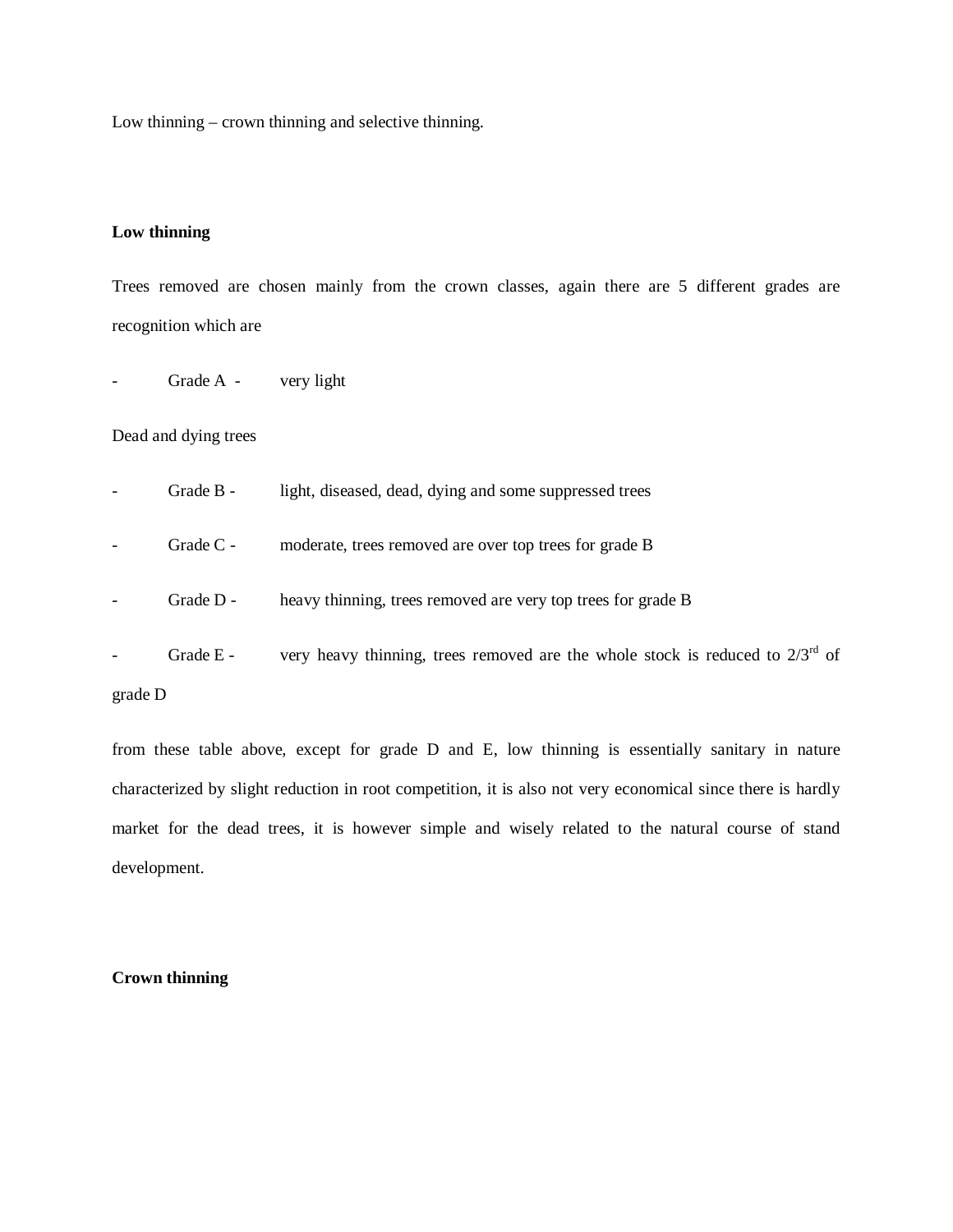Low thinning – crown thinning and selective thinning.

**Low thinning**

Trees removed are chosen mainly from the crown classes, again there are 5 different grades are recognition which are

- Grade A - very light

Dead and dying trees

- Grade B - light, diseased, dead, dying and some suppressed trees
- Grade C - moderate, trees removed are over top trees for grade B
- Grade D - heavy thinning, trees removed are very top trees for grade B
- Grade E - very heavy thinning, trees removed are the whole stock is reduced to 2/3rd of grade D

from these table above, except for grade D and E, low thinning is essentially sanitary in nature characterized by slight reduction in root competition, it is also not very economical since there is hardly market for the dead trees, it is however simple and wisely related to the natural course of stand development.

**Crown thinning**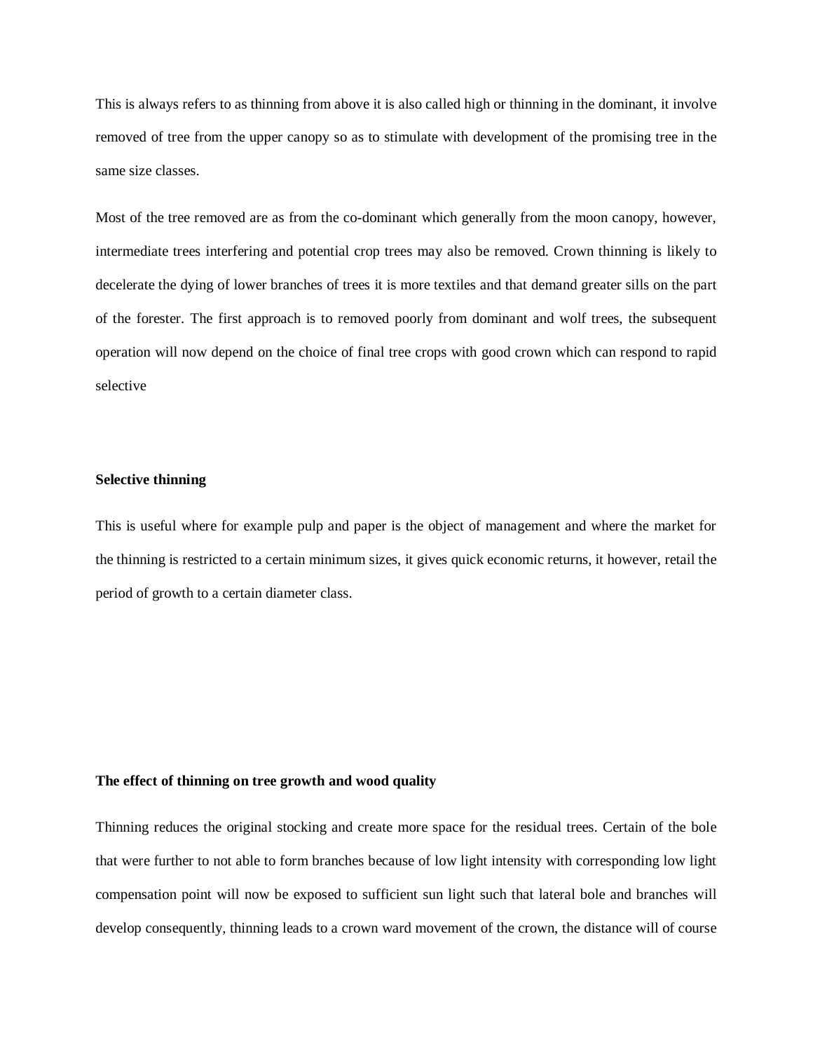This is always refers to as thinning from above it is also called high or thinning in the dominant, it involve removed of tree from the upper canopy so as to stimulate with development of the promising tree in the same size classes.

Most of the tree removed are as from the co-dominant which generally from the moon canopy, however, intermediate trees interfering and potential crop trees may also be removed. Crown thinning is likely to decelerate the dying of lower branches of trees it is more textiles and that demand greater sills on the part of the forester. The first approach is to removed poorly from dominant and wolf trees, the subsequent operation will now depend on the choice of final tree crops with good crown which can respond to rapid selective

**Selective thinning**

This is useful where for example pulp and paper is the object of management and where the market for the thinning is restricted to a certain minimum sizes, it gives quick economic returns, it however, retail the period of growth to a certain diameter class.

**The effect of thinning on tree growth and wood quality**

Thinning reduces the original stocking and create more space for the residual trees. Certain of the bole that were further to not able to form branches because of low light intensity with corresponding low light compensation point will now be exposed to sufficient sun light such that lateral bole and branches will develop consequently, thinning leads to a crown ward movement of the crown, the distance will of course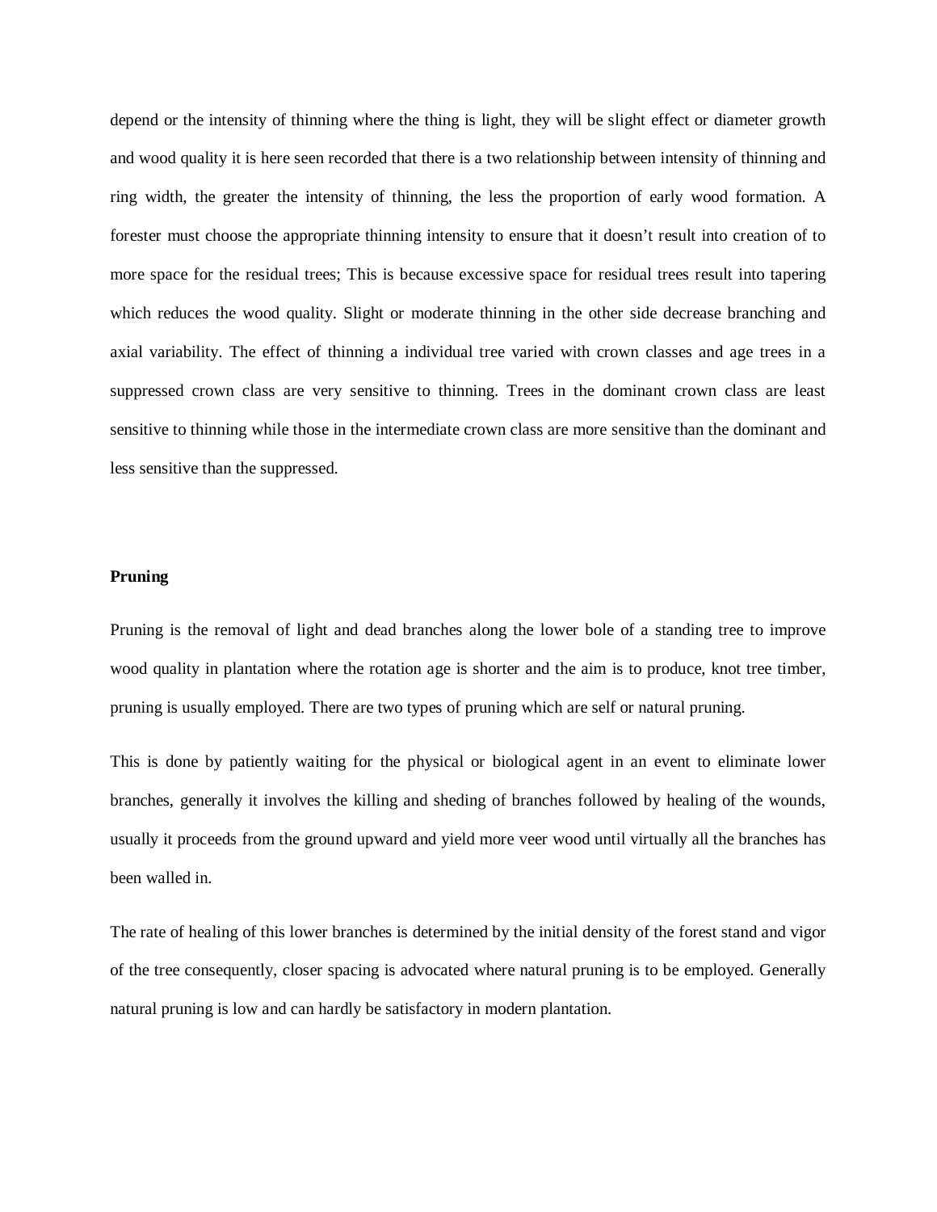depend or the intensity of thinning where the thing is light, they will be slight effect or diameter growth and wood quality it is here seen recorded that there is a two relationship between intensity of thinning and ring width, the greater the intensity of thinning, the less the proportion of early wood formation. A forester must choose the appropriate thinning intensity to ensure that it doesn't result into creation of to more space for the residual trees; This is because excessive space for residual trees result into tapering which reduces the wood quality. Slight or moderate thinning in the other side decrease branching and axial variability. The effect of thinning a individual tree varied with crown classes and age trees in a suppressed crown class are very sensitive to thinning. Trees in the dominant crown class are least sensitive to thinning while those in the intermediate crown class are more sensitive than the dominant and less sensitive than the suppressed.

**Pruning**

Pruning is the removal of light and dead branches along the lower bole of a standing tree to improve wood quality in plantation where the rotation age is shorter and the aim is to produce, knot tree timber, pruning is usually employed. There are two types of pruning which are self or natural pruning.

This is done by patiently waiting for the physical or biological agent in an event to eliminate lower branches, generally it involves the killing and shedding of branches followed by healing of the wounds, usually it proceeds from the ground upward and yield more veer wood until virtually all the branches has been walled in.

The rate of healing of this lower branches is determined by the initial density of the forest stand and vigor of the tree consequently, closer spacing is advocated where natural pruning is to be employed. Generally natural pruning is low and can hardly be satisfactory in modern plantation.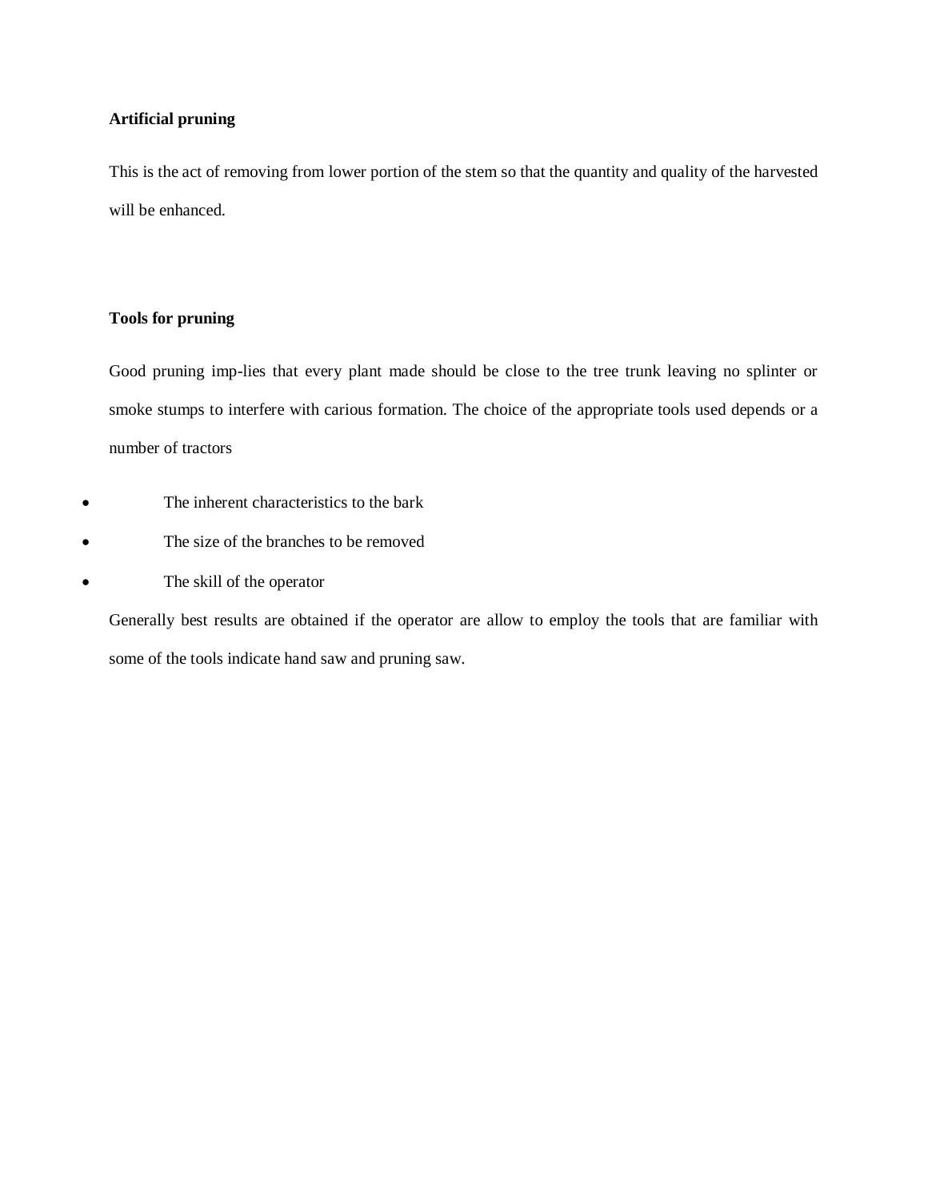**Artificial pruning**

This is the act of removing from lower portion of the stem so that the quantity and quality of the harvested will be enhanced.

**Tools for pruning**

Good pruning imp-lies that every plant made should be close to the tree trunk leaving no splinter or smoke stumps to interfere with carious formation. The choice of the appropriate tools used depends or a number of tractors

- The inherent characteristics to the bark
- The size of the branches to be removed
- The skill of the operator

Generally best results are obtained if the operator are allow to employ the tools that are familiar with some of the tools indicate hand saw and pruning saw.